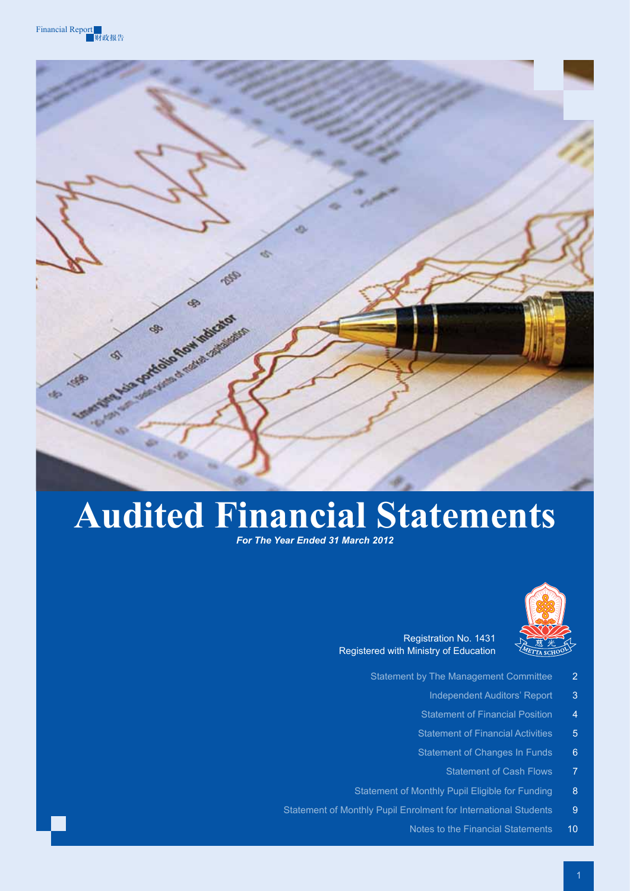# Audited Financial Statements

***For The Year Ended 31 March 2012***

Registration No. 1431
Registered with Ministry of Education

| | |
|---|---|
| Statement by The Management Committee | 2 |
| Independent Auditors' Report | 3 |
| Statement of Financial Position | 4 |
| Statement of Financial Activities | 5 |
| Statement of Changes In Funds | 6 |
| Statement of Cash Flows | 7 |
| Statement of Monthly Pupil Eligible for Funding | 8 |
| Statement of Monthly Pupil Enrolment for International Students | 9 |
| Notes to the Financial Statements | 10 |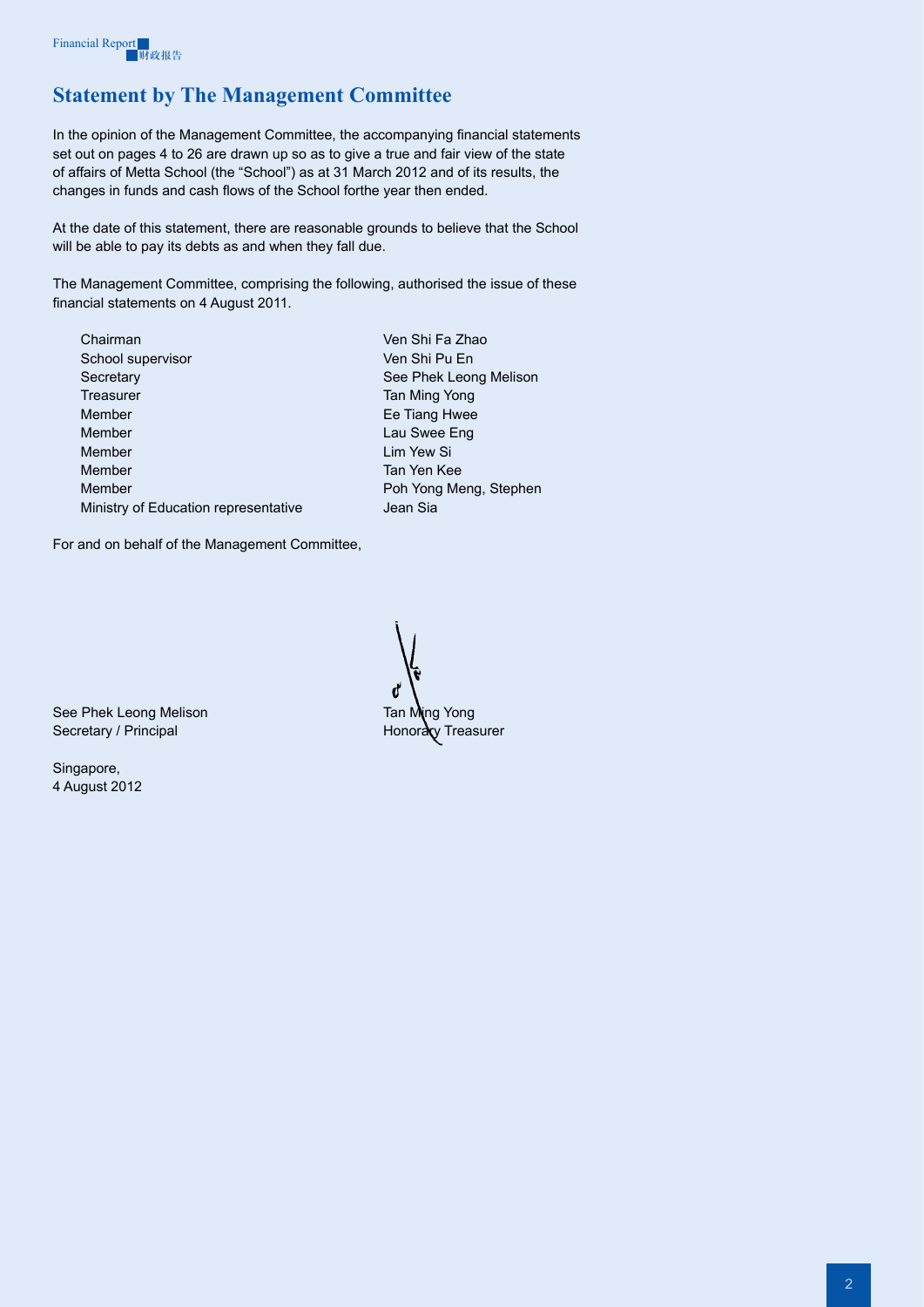## Statement by The Management Committee

In the opinion of the Management Committee, the accompanying financial statements set out on pages 4 to 26 are drawn up so as to give a true and fair view of the state of affairs of Metta School (the "School") as at 31 March 2012 and of its results, the changes in funds and cash flows of the School forthe year then ended.

At the date of this statement, there are reasonable grounds to believe that the School will be able to pay its debts as and when they fall due.

The Management Committee, comprising the following, authorised the issue of these financial statements on 4 August 2011.

| | |
|---|---|
| Chairman | Ven Shi Fa Zhao |
| School supervisor | Ven Shi Pu En |
| Secretary | See Phek Leong Melison |
| Treasurer | Tan Ming Yong |
| Member | Ee Tiang Hwee |
| Member | Lau Swee Eng |
| Member | Lim Yew Si |
| Member | Tan Yen Kee |
| Member | Poh Yong Meng, Stephen |
| Ministry of Education representative | Jean Sia |

For and on behalf of the Management Committee,

| | |
|---|---|
| See Phek Leong Melison | Tan Ming Yong |
| Secretary / Principal | Honorary Treasurer |

Singapore,
4 August 2012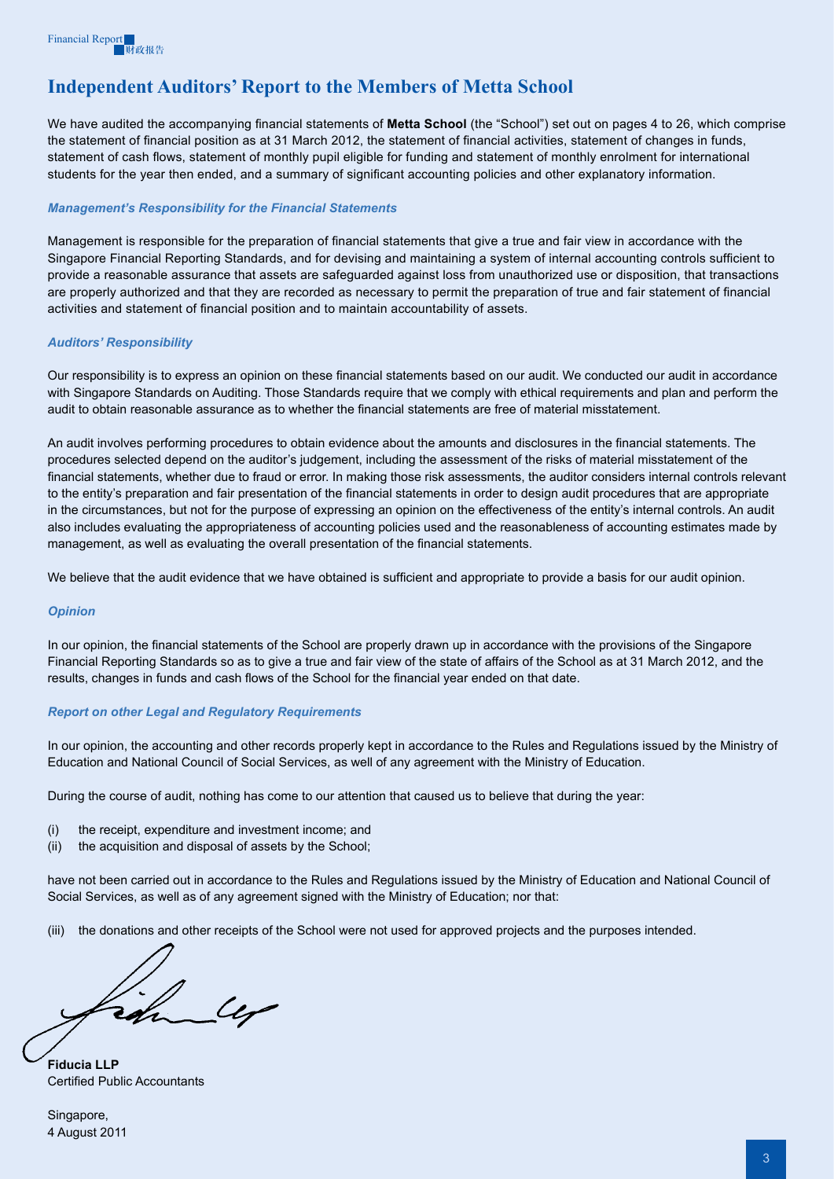# Independent Auditors' Report to the Members of Metta School

We have audited the accompanying financial statements of **Metta School** (the "School") set out on pages 4 to 26, which comprise the statement of financial position as at 31 March 2012, the statement of financial activities, statement of changes in funds, statement of cash flows, statement of monthly pupil eligible for funding and statement of monthly enrolment for international students for the year then ended, and a summary of significant accounting policies and other explanatory information.

### *Management's Responsibility for the Financial Statements*

Management is responsible for the preparation of financial statements that give a true and fair view in accordance with the Singapore Financial Reporting Standards, and for devising and maintaining a system of internal accounting controls sufficient to provide a reasonable assurance that assets are safeguarded against loss from unauthorized use or disposition, that transactions are properly authorized and that they are recorded as necessary to permit the preparation of true and fair statement of financial activities and statement of financial position and to maintain accountability of assets.

### *Auditors' Responsibility*

Our responsibility is to express an opinion on these financial statements based on our audit. We conducted our audit in accordance with Singapore Standards on Auditing. Those Standards require that we comply with ethical requirements and plan and perform the audit to obtain reasonable assurance as to whether the financial statements are free of material misstatement.

An audit involves performing procedures to obtain evidence about the amounts and disclosures in the financial statements. The procedures selected depend on the auditor's judgement, including the assessment of the risks of material misstatement of the financial statements, whether due to fraud or error. In making those risk assessments, the auditor considers internal controls relevant to the entity's preparation and fair presentation of the financial statements in order to design audit procedures that are appropriate in the circumstances, but not for the purpose of expressing an opinion on the effectiveness of the entity's internal controls. An audit also includes evaluating the appropriateness of accounting policies used and the reasonableness of accounting estimates made by management, as well as evaluating the overall presentation of the financial statements.

We believe that the audit evidence that we have obtained is sufficient and appropriate to provide a basis for our audit opinion.

### *Opinion*

In our opinion, the financial statements of the School are properly drawn up in accordance with the provisions of the Singapore Financial Reporting Standards so as to give a true and fair view of the state of affairs of the School as at 31 March 2012, and the results, changes in funds and cash flows of the School for the financial year ended on that date.

### *Report on other Legal and Regulatory Requirements*

In our opinion, the accounting and other records properly kept in accordance to the Rules and Regulations issued by the Ministry of Education and National Council of Social Services, as well of any agreement with the Ministry of Education.

During the course of audit, nothing has come to our attention that caused us to believe that during the year:

(i) the receipt, expenditure and investment income; and
(ii) the acquisition and disposal of assets by the School;

have not been carried out in accordance to the Rules and Regulations issued by the Ministry of Education and National Council of Social Services, as well as of any agreement signed with the Ministry of Education; nor that:

(iii) the donations and other receipts of the School were not used for approved projects and the purposes intended.

**Fiducia LLP**
Certified Public Accountants

Singapore,
4 August 2011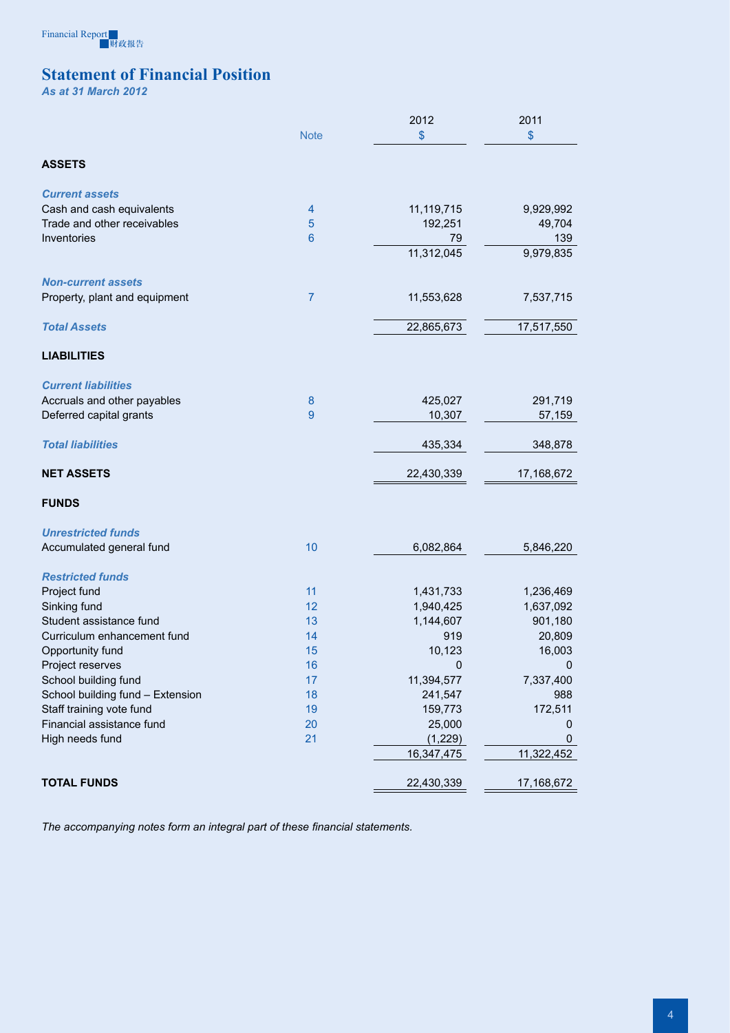## Statement of Financial Position

*As at 31 March 2012*

| | Note | 2012<br>$ | 2011<br>$ |
|---|---|---|---|
| **ASSETS** | | | |
| ***Current assets*** | | | |
| Cash and cash equivalents | 4 | 11,119,715 | 9,929,992 |
| Trade and other receivables | 5 | 192,251 | 49,704 |
| Inventories | 6 | 79 | 139 |
| | | 11,312,045 | 9,979,835 |
| ***Non-current assets*** | | | |
| Property, plant and equipment | 7 | 11,553,628 | 7,537,715 |
| ***Total Assets*** | | 22,865,673 | 17,517,550 |
| **LIABILITIES** | | | |
| ***Current liabilities*** | | | |
| Accruals and other payables | 8 | 425,027 | 291,719 |
| Deferred capital grants | 9 | 10,307 | 57,159 |
| ***Total liabilities*** | | 435,334 | 348,878 |
| **NET ASSETS** | | 22,430,339 | 17,168,672 |
| **FUNDS** | | | |
| ***Unrestricted funds*** | | | |
| Accumulated general fund | 10 | 6,082,864 | 5,846,220 |
| ***Restricted funds*** | | | |
| Project fund | 11 | 1,431,733 | 1,236,469 |
| Sinking fund | 12 | 1,940,425 | 1,637,092 |
| Student assistance fund | 13 | 1,144,607 | 901,180 |
| Curriculum enhancement fund | 14 | 919 | 20,809 |
| Opportunity fund | 15 | 10,123 | 16,003 |
| Project reserves | 16 | 0 | 0 |
| School building fund | 17 | 11,394,577 | 7,337,400 |
| School building fund – Extension | 18 | 241,547 | 988 |
| Staff training vote fund | 19 | 159,773 | 172,511 |
| Financial assistance fund | 20 | 25,000 | 0 |
| High needs fund | 21 | (1,229) | 0 |
| | | 16,347,475 | 11,322,452 |
| **TOTAL FUNDS** | | 22,430,339 | 17,168,672 |

*The accompanying notes form an integral part of these financial statements.*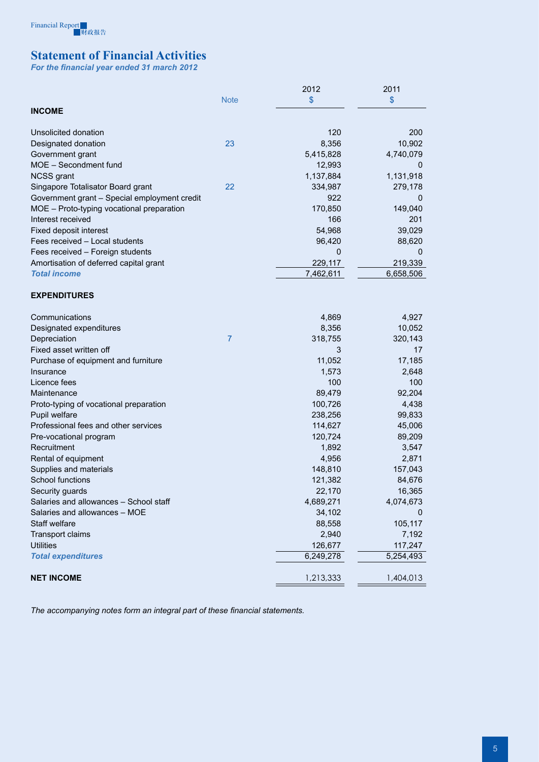# Statement of Financial Activities

*For the financial year ended 31 march 2012*

| | Note | 2012<br>$ | 2011<br>$ |
|---|---|---|---|
| **INCOME** | | | |
| Unsolicited donation | | 120 | 200 |
| Designated donation | 23 | 8,356 | 10,902 |
| Government grant | | 5,415,828 | 4,740,079 |
| MOE – Secondment fund | | 12,993 | 0 |
| NCSS grant | | 1,137,884 | 1,131,918 |
| Singapore Totalisator Board grant | 22 | 334,987 | 279,178 |
| Government grant – Special employment credit | | 922 | 0 |
| MOE – Proto-typing vocational preparation | | 170,850 | 149,040 |
| Interest received | | 166 | 201 |
| Fixed deposit interest | | 54,968 | 39,029 |
| Fees received – Local students | | 96,420 | 88,620 |
| Fees received – Foreign students | | 0 | 0 |
| Amortisation of deferred capital grant | | 229,117 | 219,339 |
| ***Total income*** | | 7,462,611 | 6,658,506 |
| **EXPENDITURES** | | | |
| Communications | | 4,869 | 4,927 |
| Designated expenditures | | 8,356 | 10,052 |
| Depreciation | 7 | 318,755 | 320,143 |
| Fixed asset written off | | 3 | 17 |
| Purchase of equipment and furniture | | 11,052 | 17,185 |
| Insurance | | 1,573 | 2,648 |
| Licence fees | | 100 | 100 |
| Maintenance | | 89,479 | 92,204 |
| Proto-typing of vocational preparation | | 100,726 | 4,438 |
| Pupil welfare | | 238,256 | 99,833 |
| Professional fees and other services | | 114,627 | 45,006 |
| Pre-vocational program | | 120,724 | 89,209 |
| Recruitment | | 1,892 | 3,547 |
| Rental of equipment | | 4,956 | 2,871 |
| Supplies and materials | | 148,810 | 157,043 |
| School functions | | 121,382 | 84,676 |
| Security guards | | 22,170 | 16,365 |
| Salaries and allowances – School staff | | 4,689,271 | 4,074,673 |
| Salaries and allowances – MOE | | 34,102 | 0 |
| Staff welfare | | 88,558 | 105,117 |
| Transport claims | | 2,940 | 7,192 |
| Utilities | | 126,677 | 117,247 |
| ***Total expenditures*** | | 6,249,278 | 5,254,493 |
| **NET INCOME** | | 1,213,333 | 1,404,013 |

*The accompanying notes form an integral part of these financial statements.*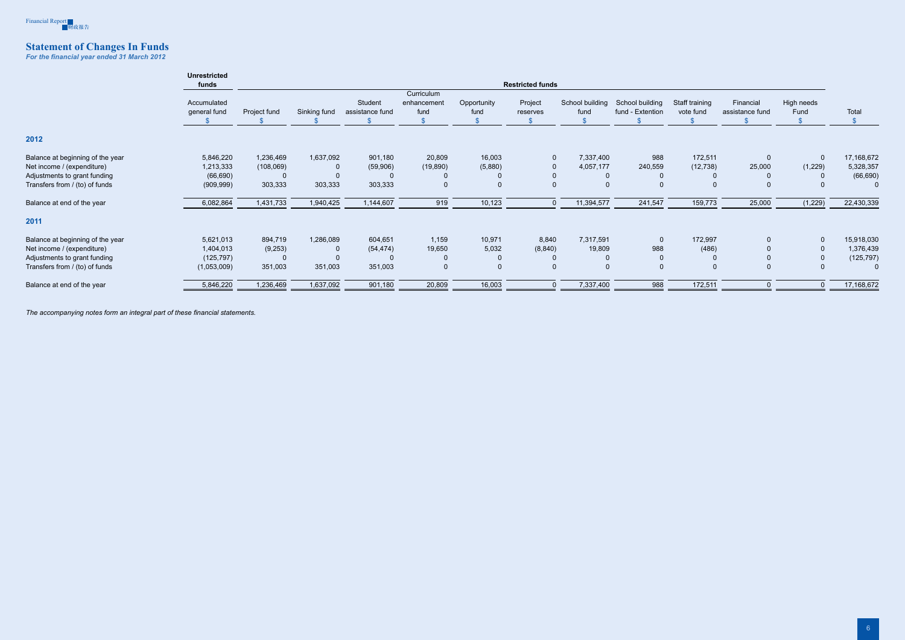## Statement of Changes In Funds

*For the financial year ended 31 March 2012*

| | Unrestricted funds | Restricted funds | | | | | | | | | | | |
|---|---|---|---|---|---|---|---|---|---|---|---|---|---|
| | Accumulated general fund | Project fund | Sinking fund | Student assistance fund | Curriculum enhancement fund | Opportunity fund | Project reserves | School building fund | School building fund - Extention | Staff training vote fund | Financial assistance fund | High needs Fund | Total |
| | $ | $ | $ | $ | $ | $ | $ | $ | $ | $ | $ | $ | $ |
| **2012** | | | | | | | | | | | | | |
| Balance at beginning of the year | 5,846,220 | 1,236,469 | 1,637,092 | 901,180 | 20,809 | 16,003 | 0 | 7,337,400 | 988 | 172,511 | 0 | 0 | 17,168,672 |
| Net income / (expenditure) | 1,213,333 | (108,069) | 0 | (59,906) | (19,890) | (5,880) | 0 | 4,057,177 | 240,559 | (12,738) | 25,000 | (1,229) | 5,328,357 |
| Adjustments to grant funding | (66,690) | 0 | 0 | 0 | 0 | 0 | 0 | 0 | 0 | 0 | 0 | 0 | (66,690) |
| Transfers from / (to) of funds | (909,999) | 303,333 | 303,333 | 303,333 | 0 | 0 | 0 | 0 | 0 | 0 | 0 | 0 | 0 |
| Balance at end of the year | 6,082,864 | 1,431,733 | 1,940,425 | 1,144,607 | 919 | 10,123 | 0 | 11,394,577 | 241,547 | 159,773 | 25,000 | (1,229) | 22,430,339 |
| **2011** | | | | | | | | | | | | | |
| Balance at beginning of the year | 5,621,013 | 894,719 | 1,286,089 | 604,651 | 1,159 | 10,971 | 8,840 | 7,317,591 | 0 | 172,997 | 0 | 0 | 15,918,030 |
| Net income / (expenditure) | 1,404,013 | (9,253) | 0 | (54,474) | 19,650 | 5,032 | (8,840) | 19,809 | 988 | (486) | 0 | 0 | 1,376,439 |
| Adjustments to grant funding | (125,797) | 0 | 0 | 0 | 0 | 0 | 0 | 0 | 0 | 0 | 0 | 0 | (125,797) |
| Transfers from / (to) of funds | (1,053,009) | 351,003 | 351,003 | 351,003 | 0 | 0 | 0 | 0 | 0 | 0 | 0 | 0 | 0 |
| Balance at end of the year | 5,846,220 | 1,236,469 | 1,637,092 | 901,180 | 20,809 | 16,003 | 0 | 7,337,400 | 988 | 172,511 | 0 | 0 | 17,168,672 |

*The accompanying notes form an integral part of these financial statements.*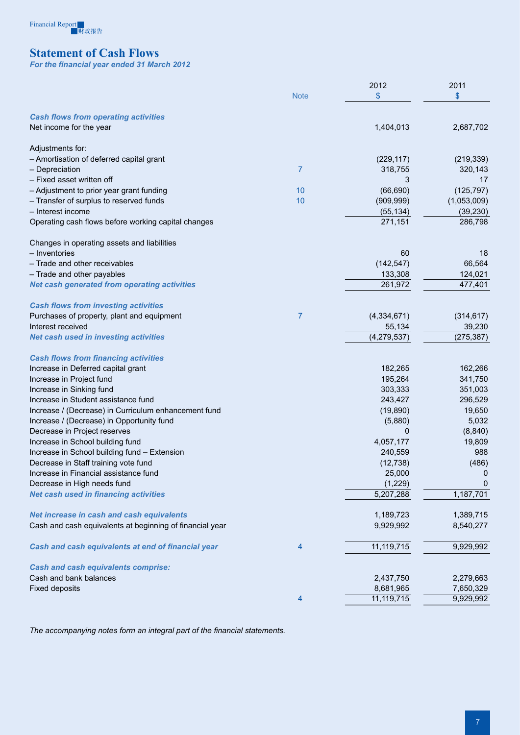## Statement of Cash Flows

*For the financial year ended 31 March 2012*

| | Note | 2012 $ | 2011 $ |
|---|---|---|---|
| ***Cash flows from operating activities*** | | | |
| Net income for the year | | 1,404,013 | 2,687,702 |
| | | | |
| Adjustments for: | | | |
| – Amortisation of deferred capital grant | | (229,117) | (219,339) |
| – Depreciation | 7 | 318,755 | 320,143 |
| – Fixed asset written off | | 3 | 17 |
| – Adjustment to prior year grant funding | 10 | (66,690) | (125,797) |
| – Transfer of surplus to reserved funds | 10 | (909,999) | (1,053,009) |
| – Interest income | | (55,134) | (39,230) |
| Operating cash flows before working capital changes | | 271,151 | 286,798 |
| | | | |
| Changes in operating assets and liabilities | | | |
| – Inventories | | 60 | 18 |
| – Trade and other receivables | | (142,547) | 66,564 |
| – Trade and other payables | | 133,308 | 124,021 |
| ***Net cash generated from operating activities*** | | 261,972 | 477,401 |
| | | | |
| ***Cash flows from investing activities*** | | | |
| Purchases of property, plant and equipment | 7 | (4,334,671) | (314,617) |
| Interest received | | 55,134 | 39,230 |
| ***Net cash used in investing activities*** | | (4,279,537) | (275,387) |
| | | | |
| ***Cash flows from financing activities*** | | | |
| Increase in Deferred capital grant | | 182,265 | 162,266 |
| Increase in Project fund | | 195,264 | 341,750 |
| Increase in Sinking fund | | 303,333 | 351,003 |
| Increase in Student assistance fund | | 243,427 | 296,529 |
| Increase / (Decrease) in Curriculum enhancement fund | | (19,890) | 19,650 |
| Increase / (Decrease) in Opportunity fund | | (5,880) | 5,032 |
| Decrease in Project reserves | | 0 | (8,840) |
| Increase in School building fund | | 4,057,177 | 19,809 |
| Increase in School building fund – Extension | | 240,559 | 988 |
| Decrease in Staff training vote fund | | (12,738) | (486) |
| Increase in Financial assistance fund | | 25,000 | 0 |
| Decrease in High needs fund | | (1,229) | 0 |
| ***Net cash used in financing activities*** | | 5,207,288 | 1,187,701 |
| | | | |
| ***Net increase in cash and cash equivalents*** | | 1,189,723 | 1,389,715 |
| Cash and cash equivalents at beginning of financial year | | 9,929,992 | 8,540,277 |
| | | | |
| ***Cash and cash equivalents at end of financial year*** | 4 | 11,119,715 | 9,929,992 |
| | | | |
| ***Cash and cash equivalents comprise:*** | | | |
| Cash and bank balances | | 2,437,750 | 2,279,663 |
| Fixed deposits | | 8,681,965 | 7,650,329 |
| | 4 | 11,119,715 | 9,929,992 |

*The accompanying notes form an integral part of the financial statements.*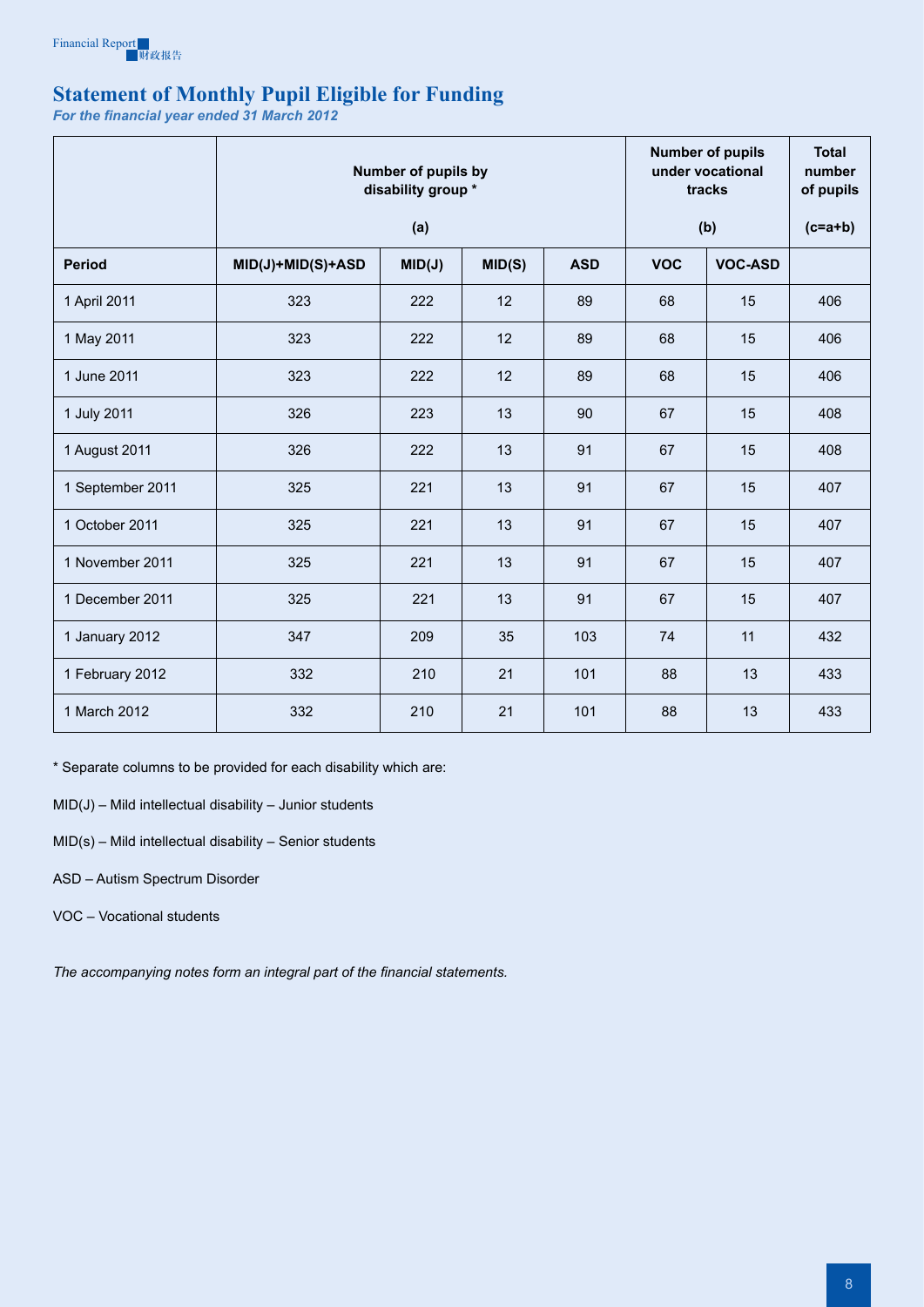# Statement of Monthly Pupil Eligible for Funding

*For the financial year ended 31 March 2012*

| | Number of pupils by disability group * (a) | | | | Number of pupils under vocational tracks (b) | | Total number of pupils (c=a+b) |
|---|---|---|---|---|---|---|---|
| **Period** | **MID(J)+MID(S)+ASD** | **MID(J)** | **MID(S)** | **ASD** | **VOC** | **VOC-ASD** | |
| 1 April 2011 | 323 | 222 | 12 | 89 | 68 | 15 | 406 |
| 1 May 2011 | 323 | 222 | 12 | 89 | 68 | 15 | 406 |
| 1 June 2011 | 323 | 222 | 12 | 89 | 68 | 15 | 406 |
| 1 July 2011 | 326 | 223 | 13 | 90 | 67 | 15 | 408 |
| 1 August 2011 | 326 | 222 | 13 | 91 | 67 | 15 | 408 |
| 1 September 2011 | 325 | 221 | 13 | 91 | 67 | 15 | 407 |
| 1 October 2011 | 325 | 221 | 13 | 91 | 67 | 15 | 407 |
| 1 November 2011 | 325 | 221 | 13 | 91 | 67 | 15 | 407 |
| 1 December 2011 | 325 | 221 | 13 | 91 | 67 | 15 | 407 |
| 1 January 2012 | 347 | 209 | 35 | 103 | 74 | 11 | 432 |
| 1 February 2012 | 332 | 210 | 21 | 101 | 88 | 13 | 433 |
| 1 March 2012 | 332 | 210 | 21 | 101 | 88 | 13 | 433 |

* Separate columns to be provided for each disability which are:

MID(J) – Mild intellectual disability – Junior students

MID(s) – Mild intellectual disability – Senior students

ASD – Autism Spectrum Disorder

VOC – Vocational students

*The accompanying notes form an integral part of the financial statements.*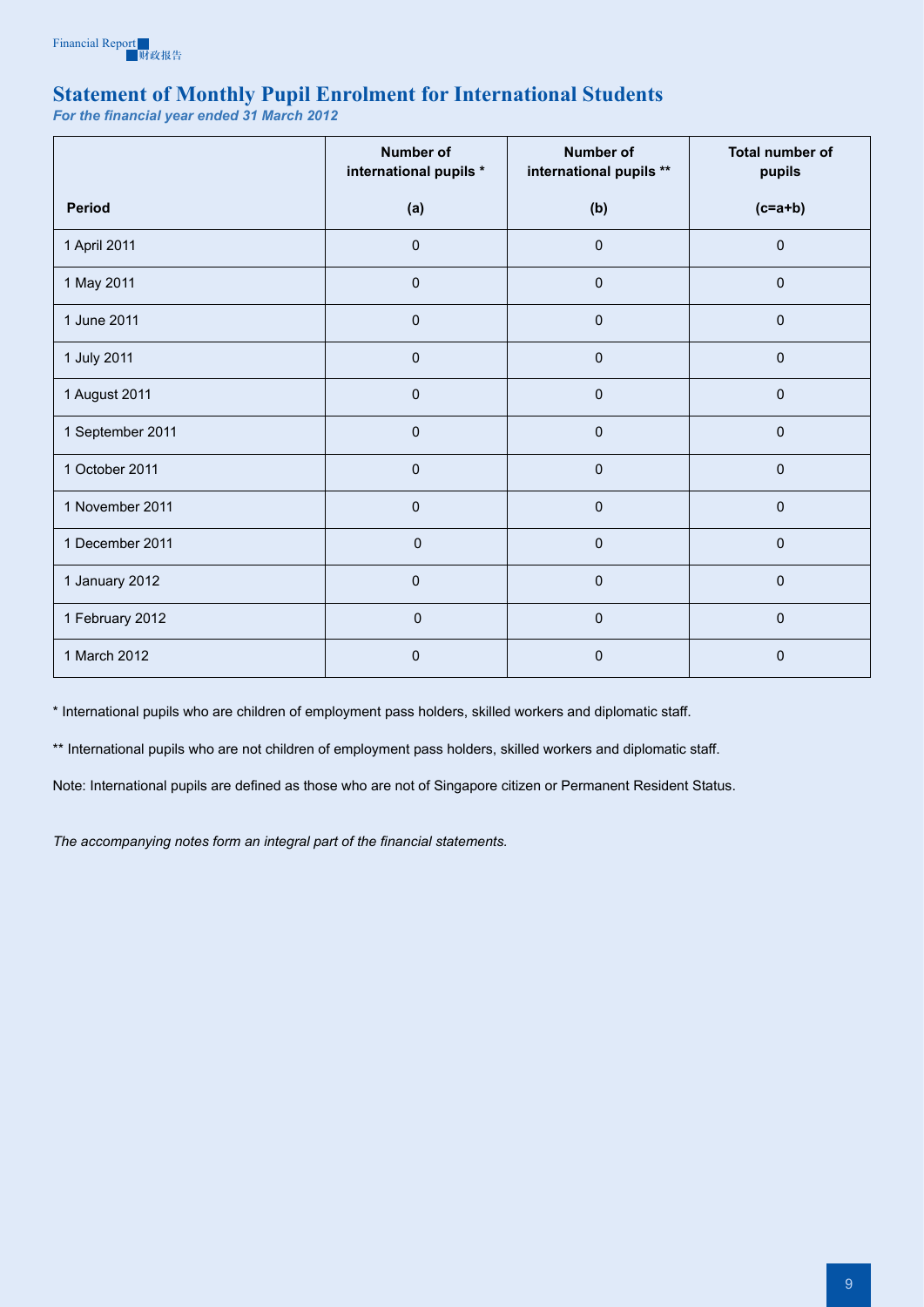# Statement of Monthly Pupil Enrolment for International Students

***For the financial year ended 31 March 2012***

| Period | Number of international pupils * (a) | Number of international pupils ** (b) | Total number of pupils (c=a+b) |
|---|---|---|---|
| 1 April 2011 | 0 | 0 | 0 |
| 1 May 2011 | 0 | 0 | 0 |
| 1 June 2011 | 0 | 0 | 0 |
| 1 July 2011 | 0 | 0 | 0 |
| 1 August 2011 | 0 | 0 | 0 |
| 1 September 2011 | 0 | 0 | 0 |
| 1 October 2011 | 0 | 0 | 0 |
| 1 November 2011 | 0 | 0 | 0 |
| 1 December 2011 | 0 | 0 | 0 |
| 1 January 2012 | 0 | 0 | 0 |
| 1 February 2012 | 0 | 0 | 0 |
| 1 March 2012 | 0 | 0 | 0 |

* International pupils who are children of employment pass holders, skilled workers and diplomatic staff.

** International pupils who are not children of employment pass holders, skilled workers and diplomatic staff.

Note: International pupils are defined as those who are not of Singapore citizen or Permanent Resident Status.

*The accompanying notes form an integral part of the financial statements.*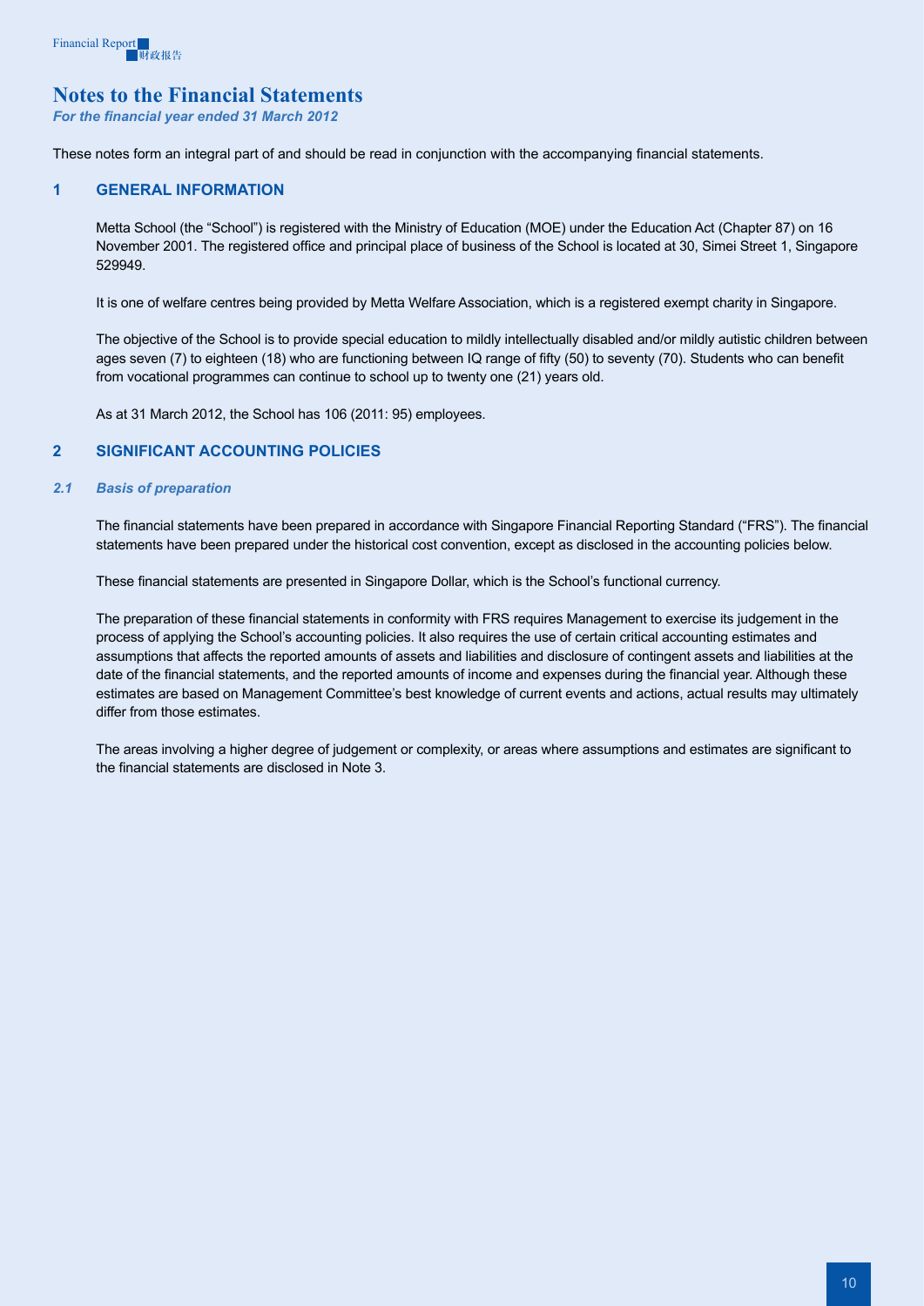# Notes to the Financial Statements

*For the financial year ended 31 March 2012*

These notes form an integral part of and should be read in conjunction with the accompanying financial statements.

## 1 GENERAL INFORMATION

Metta School (the "School") is registered with the Ministry of Education (MOE) under the Education Act (Chapter 87) on 16 November 2001. The registered office and principal place of business of the School is located at 30, Simei Street 1, Singapore 529949.

It is one of welfare centres being provided by Metta Welfare Association, which is a registered exempt charity in Singapore.

The objective of the School is to provide special education to mildly intellectually disabled and/or mildly autistic children between ages seven (7) to eighteen (18) who are functioning between IQ range of fifty (50) to seventy (70). Students who can benefit from vocational programmes can continue to school up to twenty one (21) years old.

As at 31 March 2012, the School has 106 (2011: 95) employees.

## 2 SIGNIFICANT ACCOUNTING POLICIES

### *2.1 Basis of preparation*

The financial statements have been prepared in accordance with Singapore Financial Reporting Standard ("FRS"). The financial statements have been prepared under the historical cost convention, except as disclosed in the accounting policies below.

These financial statements are presented in Singapore Dollar, which is the School's functional currency.

The preparation of these financial statements in conformity with FRS requires Management to exercise its judgement in the process of applying the School's accounting policies. It also requires the use of certain critical accounting estimates and assumptions that affects the reported amounts of assets and liabilities and disclosure of contingent assets and liabilities at the date of the financial statements, and the reported amounts of income and expenses during the financial year. Although these estimates are based on Management Committee's best knowledge of current events and actions, actual results may ultimately differ from those estimates.

The areas involving a higher degree of judgement or complexity, or areas where assumptions and estimates are significant to the financial statements are disclosed in Note 3.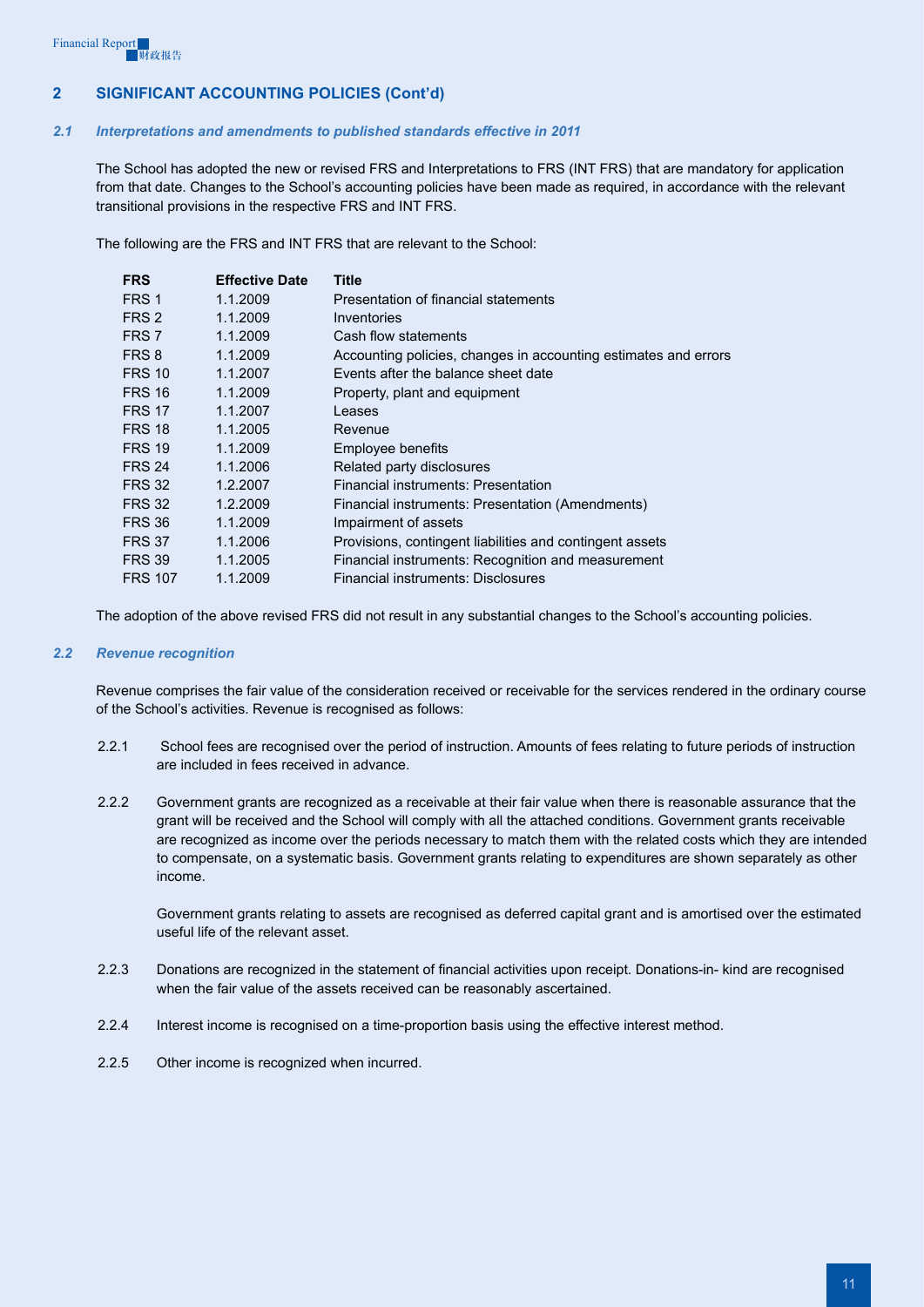## 2 SIGNIFICANT ACCOUNTING POLICIES (Cont'd)

### *2.1 Interpretations and amendments to published standards effective in 2011*

The School has adopted the new or revised FRS and Interpretations to FRS (INT FRS) that are mandatory for application from that date. Changes to the School's accounting policies have been made as required, in accordance with the relevant transitional provisions in the respective FRS and INT FRS.

The following are the FRS and INT FRS that are relevant to the School:

| FRS | Effective Date | Title |
|---|---|---|
| FRS 1 | 1.1.2009 | Presentation of financial statements |
| FRS 2 | 1.1.2009 | Inventories |
| FRS 7 | 1.1.2009 | Cash flow statements |
| FRS 8 | 1.1.2009 | Accounting policies, changes in accounting estimates and errors |
| FRS 10 | 1.1.2007 | Events after the balance sheet date |
| FRS 16 | 1.1.2009 | Property, plant and equipment |
| FRS 17 | 1.1.2007 | Leases |
| FRS 18 | 1.1.2005 | Revenue |
| FRS 19 | 1.1.2009 | Employee benefits |
| FRS 24 | 1.1.2006 | Related party disclosures |
| FRS 32 | 1.2.2007 | Financial instruments: Presentation |
| FRS 32 | 1.2.2009 | Financial instruments: Presentation (Amendments) |
| FRS 36 | 1.1.2009 | Impairment of assets |
| FRS 37 | 1.1.2006 | Provisions, contingent liabilities and contingent assets |
| FRS 39 | 1.1.2005 | Financial instruments: Recognition and measurement |
| FRS 107 | 1.1.2009 | Financial instruments: Disclosures |

The adoption of the above revised FRS did not result in any substantial changes to the School's accounting policies.

### *2.2 Revenue recognition*

Revenue comprises the fair value of the consideration received or receivable for the services rendered in the ordinary course of the School's activities. Revenue is recognised as follows:

2.2.1 School fees are recognised over the period of instruction. Amounts of fees relating to future periods of instruction are included in fees received in advance.

2.2.2 Government grants are recognized as a receivable at their fair value when there is reasonable assurance that the grant will be received and the School will comply with all the attached conditions. Government grants receivable are recognized as income over the periods necessary to match them with the related costs which they are intended to compensate, on a systematic basis. Government grants relating to expenditures are shown separately as other income.

Government grants relating to assets are recognised as deferred capital grant and is amortised over the estimated useful life of the relevant asset.

2.2.3 Donations are recognized in the statement of financial activities upon receipt. Donations-in- kind are recognised when the fair value of the assets received can be reasonably ascertained.

2.2.4 Interest income is recognised on a time-proportion basis using the effective interest method.

2.2.5 Other income is recognized when incurred.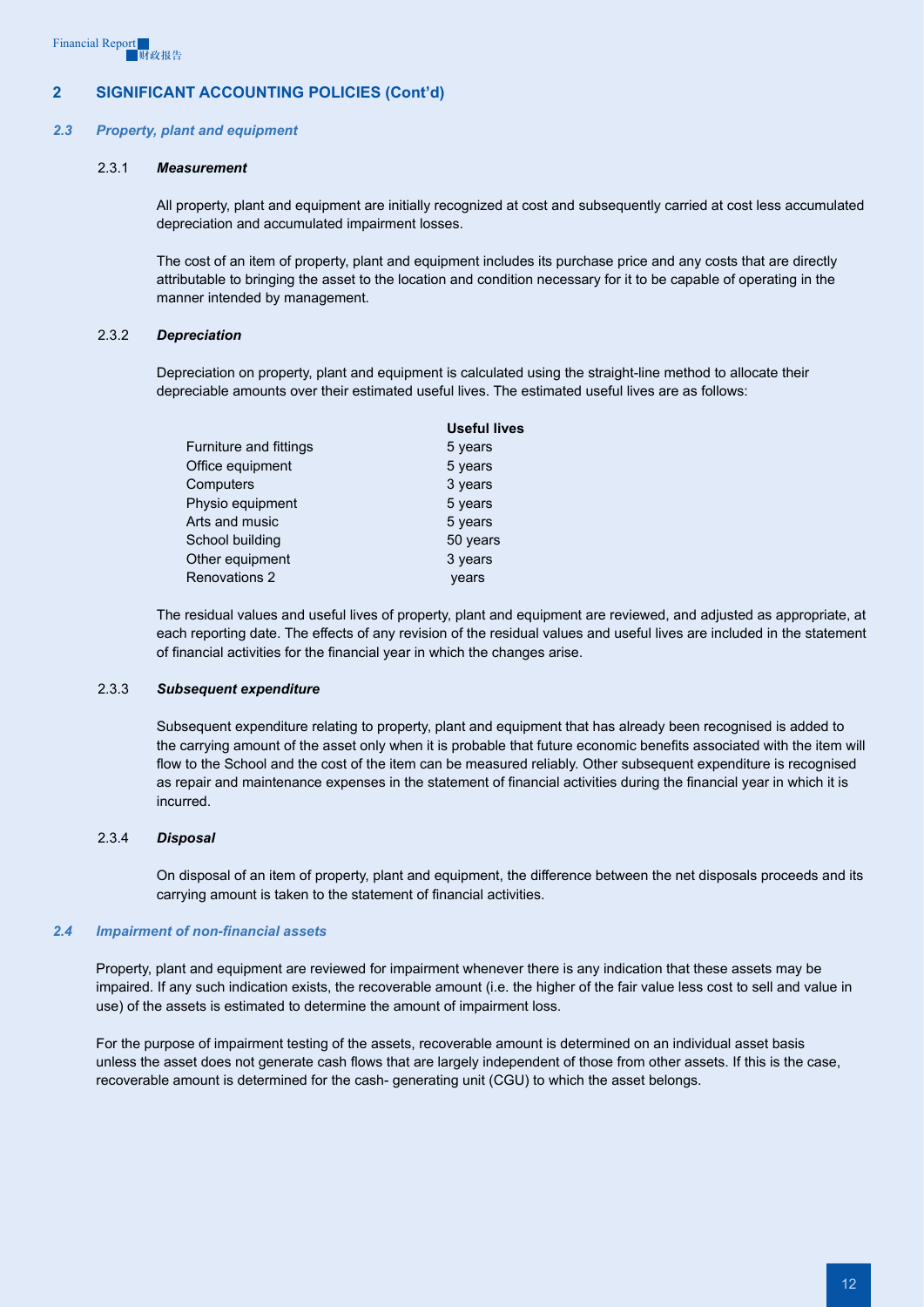## 2 SIGNIFICANT ACCOUNTING POLICIES (Cont'd)

### *2.3 Property, plant and equipment*

#### 2.3.1 ***Measurement***

All property, plant and equipment are initially recognized at cost and subsequently carried at cost less accumulated depreciation and accumulated impairment losses.

The cost of an item of property, plant and equipment includes its purchase price and any costs that are directly attributable to bringing the asset to the location and condition necessary for it to be capable of operating in the manner intended by management.

#### 2.3.2 ***Depreciation***

Depreciation on property, plant and equipment is calculated using the straight-line method to allocate their depreciable amounts over their estimated useful lives. The estimated useful lives are as follows:

| | **Useful lives** |
|---|---|
| Furniture and fittings | 5 years |
| Office equipment | 5 years |
| Computers | 3 years |
| Physio equipment | 5 years |
| Arts and music | 5 years |
| School building | 50 years |
| Other equipment | 3 years |
| Renovations 2 | years |

The residual values and useful lives of property, plant and equipment are reviewed, and adjusted as appropriate, at each reporting date. The effects of any revision of the residual values and useful lives are included in the statement of financial activities for the financial year in which the changes arise.

#### 2.3.3 ***Subsequent expenditure***

Subsequent expenditure relating to property, plant and equipment that has already been recognised is added to the carrying amount of the asset only when it is probable that future economic benefits associated with the item will flow to the School and the cost of the item can be measured reliably. Other subsequent expenditure is recognised as repair and maintenance expenses in the statement of financial activities during the financial year in which it is incurred.

#### 2.3.4 ***Disposal***

On disposal of an item of property, plant and equipment, the difference between the net disposals proceeds and its carrying amount is taken to the statement of financial activities.

### *2.4 Impairment of non-financial assets*

Property, plant and equipment are reviewed for impairment whenever there is any indication that these assets may be impaired. If any such indication exists, the recoverable amount (i.e. the higher of the fair value less cost to sell and value in use) of the assets is estimated to determine the amount of impairment loss.

For the purpose of impairment testing of the assets, recoverable amount is determined on an individual asset basis unless the asset does not generate cash flows that are largely independent of those from other assets. If this is the case, recoverable amount is determined for the cash- generating unit (CGU) to which the asset belongs.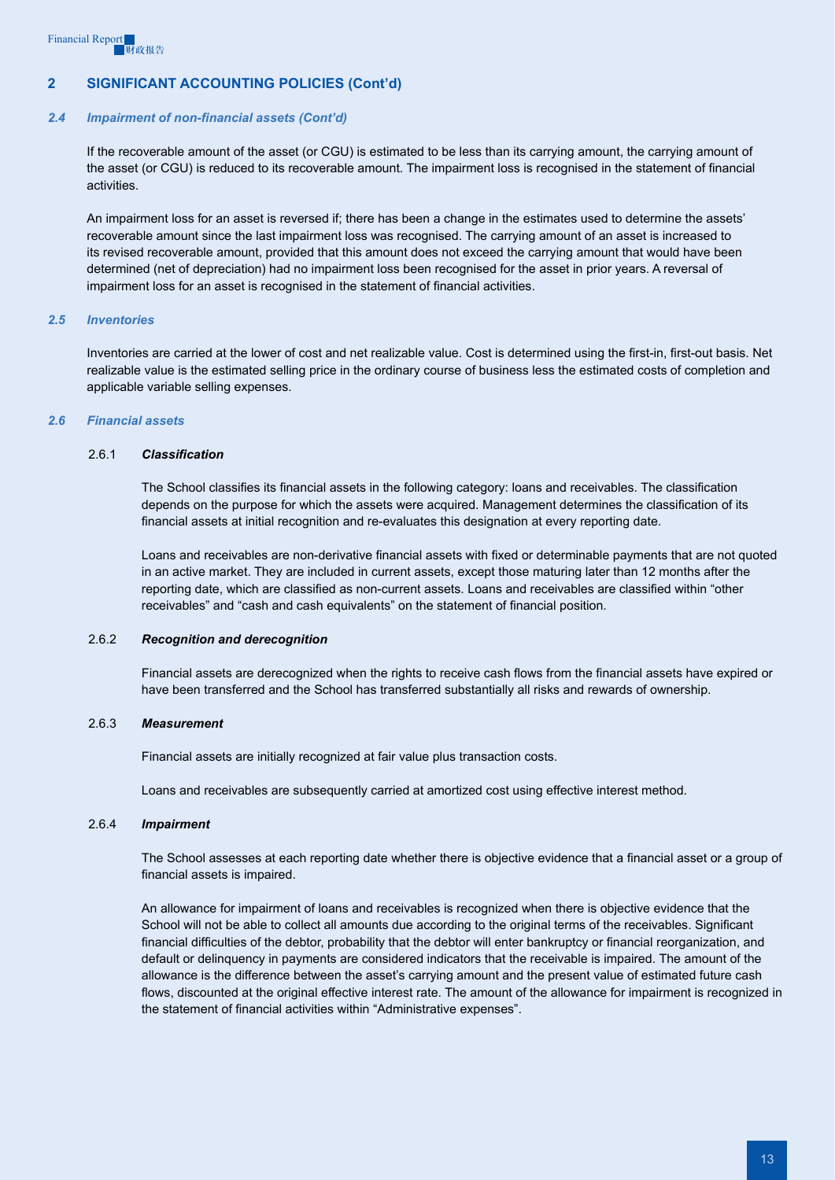## 2 SIGNIFICANT ACCOUNTING POLICIES (Cont'd)

### *2.4 Impairment of non-financial assets (Cont'd)*

If the recoverable amount of the asset (or CGU) is estimated to be less than its carrying amount, the carrying amount of the asset (or CGU) is reduced to its recoverable amount. The impairment loss is recognised in the statement of financial activities.

An impairment loss for an asset is reversed if; there has been a change in the estimates used to determine the assets' recoverable amount since the last impairment loss was recognised. The carrying amount of an asset is increased to its revised recoverable amount, provided that this amount does not exceed the carrying amount that would have been determined (net of depreciation) had no impairment loss been recognised for the asset in prior years. A reversal of impairment loss for an asset is recognised in the statement of financial activities.

### *2.5 Inventories*

Inventories are carried at the lower of cost and net realizable value. Cost is determined using the first-in, first-out basis. Net realizable value is the estimated selling price in the ordinary course of business less the estimated costs of completion and applicable variable selling expenses.

### *2.6 Financial assets*

#### 2.6.1 ***Classification***

The School classifies its financial assets in the following category: loans and receivables. The classification depends on the purpose for which the assets were acquired. Management determines the classification of its financial assets at initial recognition and re-evaluates this designation at every reporting date.

Loans and receivables are non-derivative financial assets with fixed or determinable payments that are not quoted in an active market. They are included in current assets, except those maturing later than 12 months after the reporting date, which are classified as non-current assets. Loans and receivables are classified within "other receivables" and "cash and cash equivalents" on the statement of financial position.

#### 2.6.2 ***Recognition and derecognition***

Financial assets are derecognized when the rights to receive cash flows from the financial assets have expired or have been transferred and the School has transferred substantially all risks and rewards of ownership.

#### 2.6.3 ***Measurement***

Financial assets are initially recognized at fair value plus transaction costs.

Loans and receivables are subsequently carried at amortized cost using effective interest method.

#### 2.6.4 ***Impairment***

The School assesses at each reporting date whether there is objective evidence that a financial asset or a group of financial assets is impaired.

An allowance for impairment of loans and receivables is recognized when there is objective evidence that the School will not be able to collect all amounts due according to the original terms of the receivables. Significant financial difficulties of the debtor, probability that the debtor will enter bankruptcy or financial reorganization, and default or delinquency in payments are considered indicators that the receivable is impaired. The amount of the allowance is the difference between the asset's carrying amount and the present value of estimated future cash flows, discounted at the original effective interest rate. The amount of the allowance for impairment is recognized in the statement of financial activities within "Administrative expenses".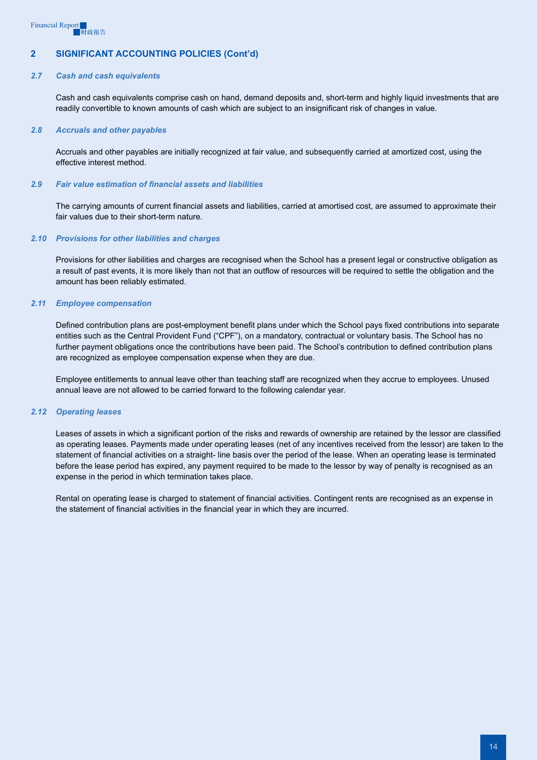## 2 SIGNIFICANT ACCOUNTING POLICIES (Cont'd)

### *2.7 Cash and cash equivalents*

Cash and cash equivalents comprise cash on hand, demand deposits and, short-term and highly liquid investments that are readily convertible to known amounts of cash which are subject to an insignificant risk of changes in value.

### *2.8 Accruals and other payables*

Accruals and other payables are initially recognized at fair value, and subsequently carried at amortized cost, using the effective interest method.

### *2.9 Fair value estimation of financial assets and liabilities*

The carrying amounts of current financial assets and liabilities, carried at amortised cost, are assumed to approximate their fair values due to their short-term nature.

### *2.10 Provisions for other liabilities and charges*

Provisions for other liabilities and charges are recognised when the School has a present legal or constructive obligation as a result of past events, it is more likely than not that an outflow of resources will be required to settle the obligation and the amount has been reliably estimated.

### *2.11 Employee compensation*

Defined contribution plans are post-employment benefit plans under which the School pays fixed contributions into separate entities such as the Central Provident Fund ("CPF"), on a mandatory, contractual or voluntary basis. The School has no further payment obligations once the contributions have been paid. The School's contribution to defined contribution plans are recognized as employee compensation expense when they are due.

Employee entitlements to annual leave other than teaching staff are recognized when they accrue to employees. Unused annual leave are not allowed to be carried forward to the following calendar year.

### *2.12 Operating leases*

Leases of assets in which a significant portion of the risks and rewards of ownership are retained by the lessor are classified as operating leases. Payments made under operating leases (net of any incentives received from the lessor) are taken to the statement of financial activities on a straight- line basis over the period of the lease. When an operating lease is terminated before the lease period has expired, any payment required to be made to the lessor by way of penalty is recognised as an expense in the period in which termination takes place.

Rental on operating lease is charged to statement of financial activities. Contingent rents are recognised as an expense in the statement of financial activities in the financial year in which they are incurred.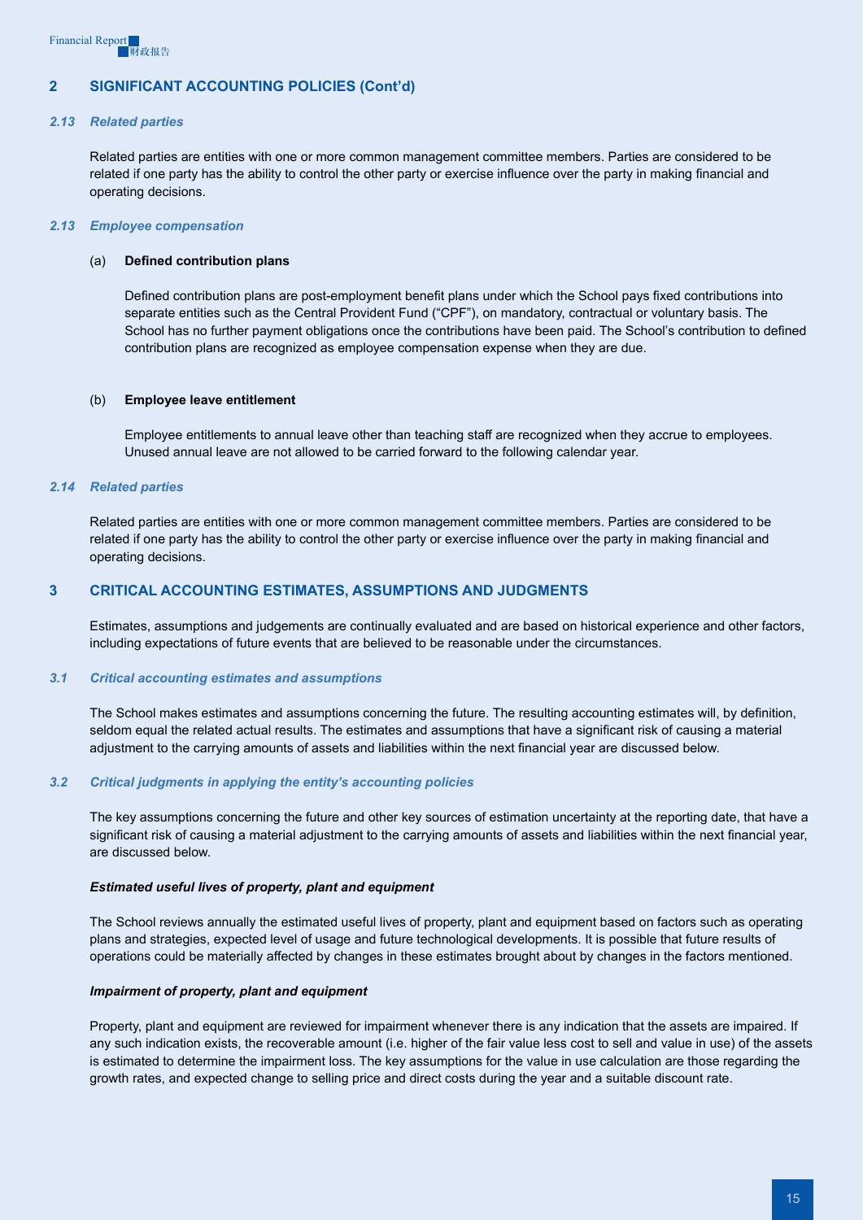## 2 SIGNIFICANT ACCOUNTING POLICIES (Cont'd)

### *2.13 Related parties*

Related parties are entities with one or more common management committee members. Parties are considered to be related if one party has the ability to control the other party or exercise influence over the party in making financial and operating decisions.

### *2.13 Employee compensation*

(a) **Defined contribution plans**

Defined contribution plans are post-employment benefit plans under which the School pays fixed contributions into separate entities such as the Central Provident Fund ("CPF"), on mandatory, contractual or voluntary basis. The School has no further payment obligations once the contributions have been paid. The School's contribution to defined contribution plans are recognized as employee compensation expense when they are due.

(b) **Employee leave entitlement**

Employee entitlements to annual leave other than teaching staff are recognized when they accrue to employees. Unused annual leave are not allowed to be carried forward to the following calendar year.

### *2.14 Related parties*

Related parties are entities with one or more common management committee members. Parties are considered to be related if one party has the ability to control the other party or exercise influence over the party in making financial and operating decisions.

## 3 CRITICAL ACCOUNTING ESTIMATES, ASSUMPTIONS AND JUDGMENTS

Estimates, assumptions and judgements are continually evaluated and are based on historical experience and other factors, including expectations of future events that are believed to be reasonable under the circumstances.

### *3.1 Critical accounting estimates and assumptions*

The School makes estimates and assumptions concerning the future. The resulting accounting estimates will, by definition, seldom equal the related actual results. The estimates and assumptions that have a significant risk of causing a material adjustment to the carrying amounts of assets and liabilities within the next financial year are discussed below.

### *3.2 Critical judgments in applying the entity's accounting policies*

The key assumptions concerning the future and other key sources of estimation uncertainty at the reporting date, that have a significant risk of causing a material adjustment to the carrying amounts of assets and liabilities within the next financial year, are discussed below.

***Estimated useful lives of property, plant and equipment***

The School reviews annually the estimated useful lives of property, plant and equipment based on factors such as operating plans and strategies, expected level of usage and future technological developments. It is possible that future results of operations could be materially affected by changes in these estimates brought about by changes in the factors mentioned.

***Impairment of property, plant and equipment***

Property, plant and equipment are reviewed for impairment whenever there is any indication that the assets are impaired. If any such indication exists, the recoverable amount (i.e. higher of the fair value less cost to sell and value in use) of the assets is estimated to determine the impairment loss. The key assumptions for the value in use calculation are those regarding the growth rates, and expected change to selling price and direct costs during the year and a suitable discount rate.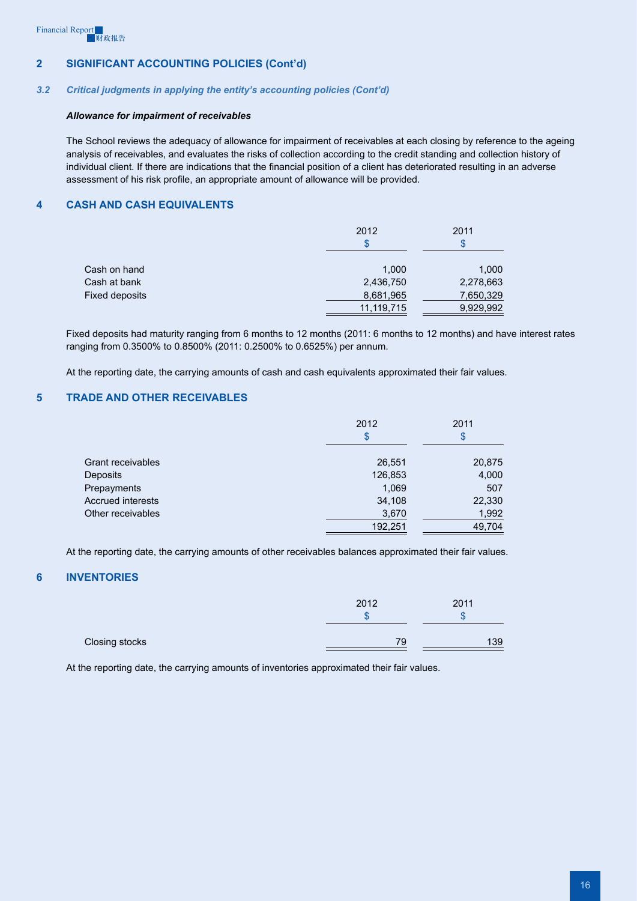## 2 SIGNIFICANT ACCOUNTING POLICIES (Cont'd)

### *3.2 Critical judgments in applying the entity's accounting policies (Cont'd)*

***Allowance for impairment of receivables***

The School reviews the adequacy of allowance for impairment of receivables at each closing by reference to the ageing analysis of receivables, and evaluates the risks of collection according to the credit standing and collection history of individual client. If there are indications that the financial position of a client has deteriorated resulting in an adverse assessment of his risk profile, an appropriate amount of allowance will be provided.

## 4 CASH AND CASH EQUIVALENTS

| | 2012 | 2011 |
|---|---|---|
| | $ | $ |
| Cash on hand | 1,000 | 1,000 |
| Cash at bank | 2,436,750 | 2,278,663 |
| Fixed deposits | 8,681,965 | 7,650,329 |
| | 11,119,715 | 9,929,992 |

Fixed deposits had maturity ranging from 6 months to 12 months (2011: 6 months to 12 months) and have interest rates ranging from 0.3500% to 0.8500% (2011: 0.2500% to 0.6525%) per annum.

At the reporting date, the carrying amounts of cash and cash equivalents approximated their fair values.

## 5 TRADE AND OTHER RECEIVABLES

| | 2012 | 2011 |
|---|---|---|
| | $ | $ |
| Grant receivables | 26,551 | 20,875 |
| Deposits | 126,853 | 4,000 |
| Prepayments | 1,069 | 507 |
| Accrued interests | 34,108 | 22,330 |
| Other receivables | 3,670 | 1,992 |
| | 192,251 | 49,704 |

At the reporting date, the carrying amounts of other receivables balances approximated their fair values.

## 6 INVENTORIES

| | 2012 | 2011 |
|---|---|---|
| | $ | $ |
| Closing stocks | 79 | 139 |

At the reporting date, the carrying amounts of inventories approximated their fair values.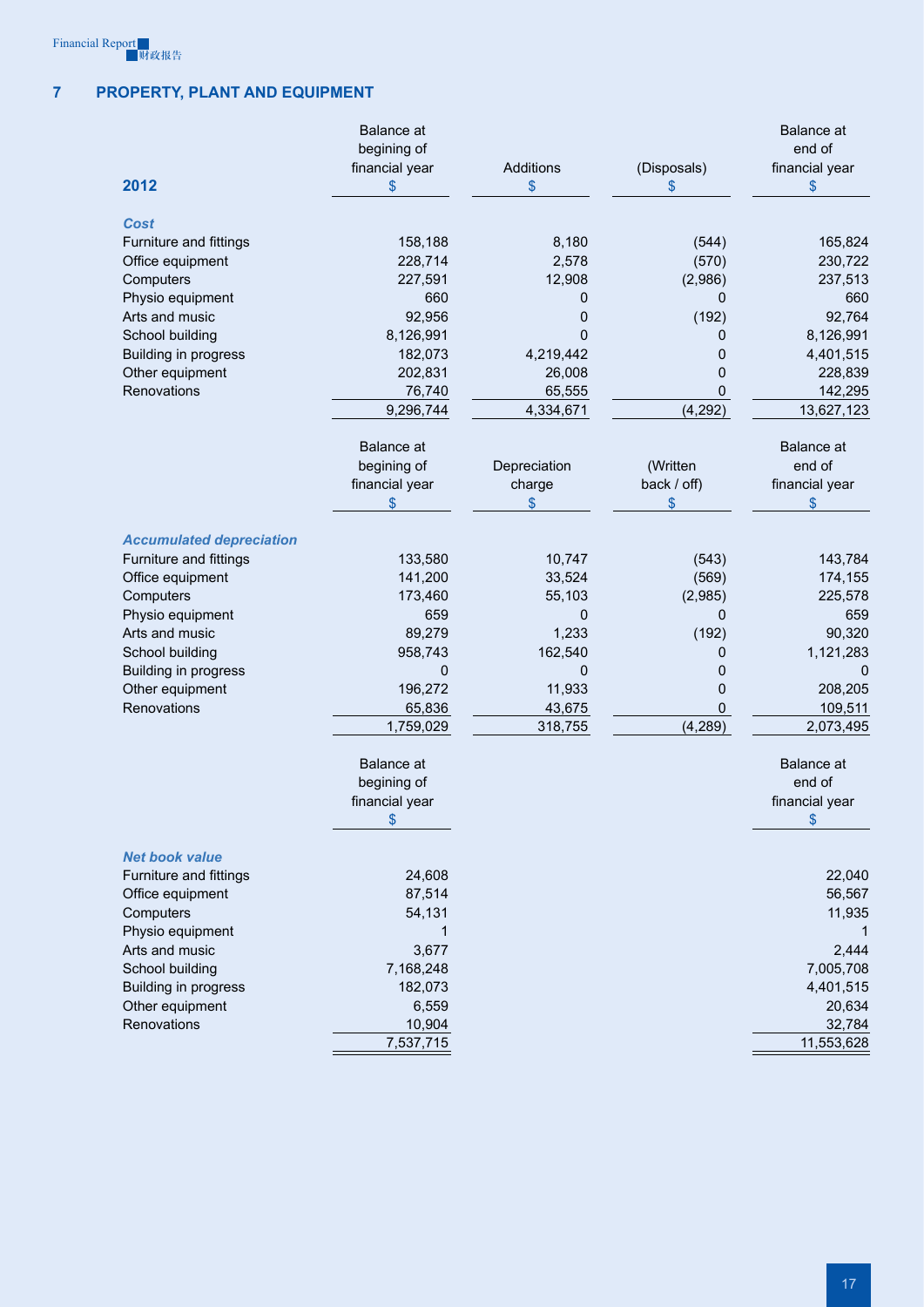## 7 PROPERTY, PLANT AND EQUIPMENT

| 2012 | Balance at begining of financial year $ | Additions $ | (Disposals) $ | Balance at end of financial year $ |
|---|---|---|---|---|
| ***Cost*** | | | | |
| Furniture and fittings | 158,188 | 8,180 | (544) | 165,824 |
| Office equipment | 228,714 | 2,578 | (570) | 230,722 |
| Computers | 227,591 | 12,908 | (2,986) | 237,513 |
| Physio equipment | 660 | 0 | 0 | 660 |
| Arts and music | 92,956 | 0 | (192) | 92,764 |
| School building | 8,126,991 | 0 | 0 | 8,126,991 |
| Building in progress | 182,073 | 4,219,442 | 0 | 4,401,515 |
| Other equipment | 202,831 | 26,008 | 0 | 228,839 |
| Renovations | 76,740 | 65,555 | 0 | 142,295 |
| | 9,296,744 | 4,334,671 | (4,292) | 13,627,123 |

| | Balance at begining of financial year $ | Depreciation charge $ | (Written back / off) $ | Balance at end of financial year $ |
|---|---|---|---|---|
| ***Accumulated depreciation*** | | | | |
| Furniture and fittings | 133,580 | 10,747 | (543) | 143,784 |
| Office equipment | 141,200 | 33,524 | (569) | 174,155 |
| Computers | 173,460 | 55,103 | (2,985) | 225,578 |
| Physio equipment | 659 | 0 | 0 | 659 |
| Arts and music | 89,279 | 1,233 | (192) | 90,320 |
| School building | 958,743 | 162,540 | 0 | 1,121,283 |
| Building in progress | 0 | 0 | 0 | 0 |
| Other equipment | 196,272 | 11,933 | 0 | 208,205 |
| Renovations | 65,836 | 43,675 | 0 | 109,511 |
| | 1,759,029 | 318,755 | (4,289) | 2,073,495 |

| | Balance at begining of financial year $ | Balance at end of financial year $ |
|---|---|---|
| ***Net book value*** | | |
| Furniture and fittings | 24,608 | 22,040 |
| Office equipment | 87,514 | 56,567 |
| Computers | 54,131 | 11,935 |
| Physio equipment | 1 | 1 |
| Arts and music | 3,677 | 2,444 |
| School building | 7,168,248 | 7,005,708 |
| Building in progress | 182,073 | 4,401,515 |
| Other equipment | 6,559 | 20,634 |
| Renovations | 10,904 | 32,784 |
| | 7,537,715 | 11,553,628 |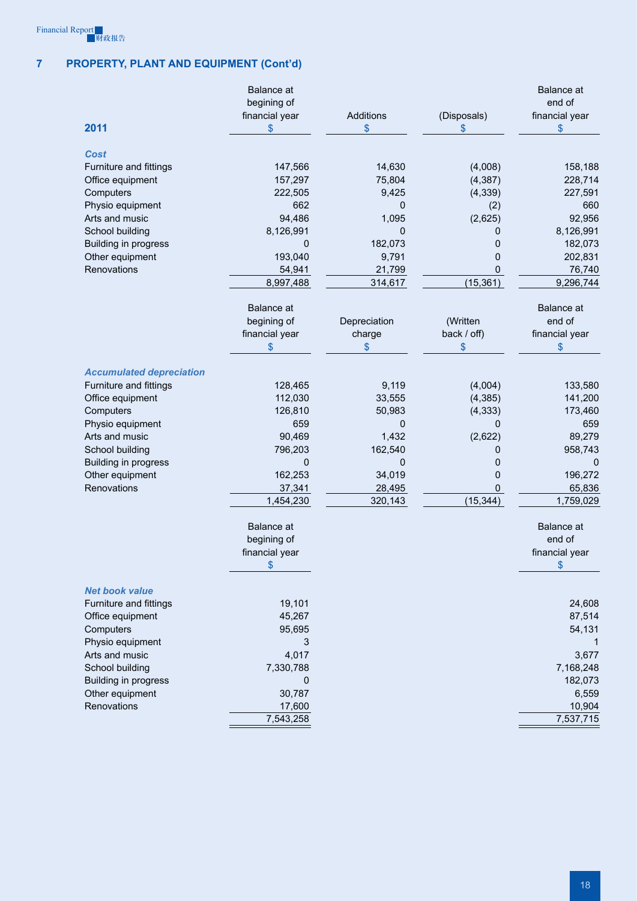## 7 PROPERTY, PLANT AND EQUIPMENT (Cont'd)

| 2011 | Balance at begining of financial year $ | Additions $ | (Disposals) $ | Balance at end of financial year $ |
|---|---|---|---|---|
| ***Cost*** | | | | |
| Furniture and fittings | 147,566 | 14,630 | (4,008) | 158,188 |
| Office equipment | 157,297 | 75,804 | (4,387) | 228,714 |
| Computers | 222,505 | 9,425 | (4,339) | 227,591 |
| Physio equipment | 662 | 0 | (2) | 660 |
| Arts and music | 94,486 | 1,095 | (2,625) | 92,956 |
| School building | 8,126,991 | 0 | 0 | 8,126,991 |
| Building in progress | 0 | 182,073 | 0 | 182,073 |
| Other equipment | 193,040 | 9,791 | 0 | 202,831 |
| Renovations | 54,941 | 21,799 | 0 | 76,740 |
| | 8,997,488 | 314,617 | (15,361) | 9,296,744 |

| | Balance at begining of financial year $ | Depreciation charge $ | (Written back / off) $ | Balance at end of financial year $ |
|---|---|---|---|---|
| ***Accumulated depreciation*** | | | | |
| Furniture and fittings | 128,465 | 9,119 | (4,004) | 133,580 |
| Office equipment | 112,030 | 33,555 | (4,385) | 141,200 |
| Computers | 126,810 | 50,983 | (4,333) | 173,460 |
| Physio equipment | 659 | 0 | 0 | 659 |
| Arts and music | 90,469 | 1,432 | (2,622) | 89,279 |
| School building | 796,203 | 162,540 | 0 | 958,743 |
| Building in progress | 0 | 0 | 0 | 0 |
| Other equipment | 162,253 | 34,019 | 0 | 196,272 |
| Renovations | 37,341 | 28,495 | 0 | 65,836 |
| | 1,454,230 | 320,143 | (15,344) | 1,759,029 |

| | Balance at begining of financial year $ | Balance at end of financial year $ |
|---|---|---|
| ***Net book value*** | | |
| Furniture and fittings | 19,101 | 24,608 |
| Office equipment | 45,267 | 87,514 |
| Computers | 95,695 | 54,131 |
| Physio equipment | 3 | 1 |
| Arts and music | 4,017 | 3,677 |
| School building | 7,330,788 | 7,168,248 |
| Building in progress | 0 | 182,073 |
| Other equipment | 30,787 | 6,559 |
| Renovations | 17,600 | 10,904 |
| | 7,543,258 | 7,537,715 |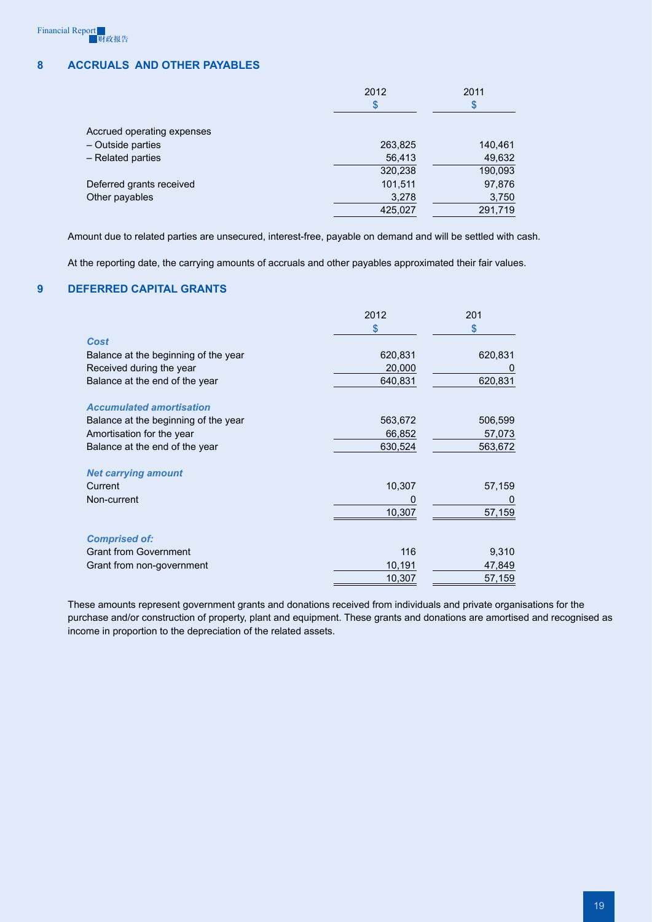## 8 ACCRUALS AND OTHER PAYABLES

| | 2012 | 2011 |
|---|---|---|
| | $ | $ |
| Accrued operating expenses | | |
| – Outside parties | 263,825 | 140,461 |
| – Related parties | 56,413 | 49,632 |
| | 320,238 | 190,093 |
| Deferred grants received | 101,511 | 97,876 |
| Other payables | 3,278 | 3,750 |
| | 425,027 | 291,719 |

Amount due to related parties are unsecured, interest-free, payable on demand and will be settled with cash.

At the reporting date, the carrying amounts of accruals and other payables approximated their fair values.

## 9 DEFERRED CAPITAL GRANTS

| | 2012 | 201 |
|---|---|---|
| | $ | $ |
| ***Cost*** | | |
| Balance at the beginning of the year | 620,831 | 620,831 |
| Received during the year | 20,000 | 0 |
| Balance at the end of the year | 640,831 | 620,831 |
| ***Accumulated amortisation*** | | |
| Balance at the beginning of the year | 563,672 | 506,599 |
| Amortisation for the year | 66,852 | 57,073 |
| Balance at the end of the year | 630,524 | 563,672 |
| ***Net carrying amount*** | | |
| Current | 10,307 | 57,159 |
| Non-current | 0 | 0 |
| | 10,307 | 57,159 |
| ***Comprised of:*** | | |
| Grant from Government | 116 | 9,310 |
| Grant from non-government | 10,191 | 47,849 |
| | 10,307 | 57,159 |

These amounts represent government grants and donations received from individuals and private organisations for the purchase and/or construction of property, plant and equipment. These grants and donations are amortised and recognised as income in proportion to the depreciation of the related assets.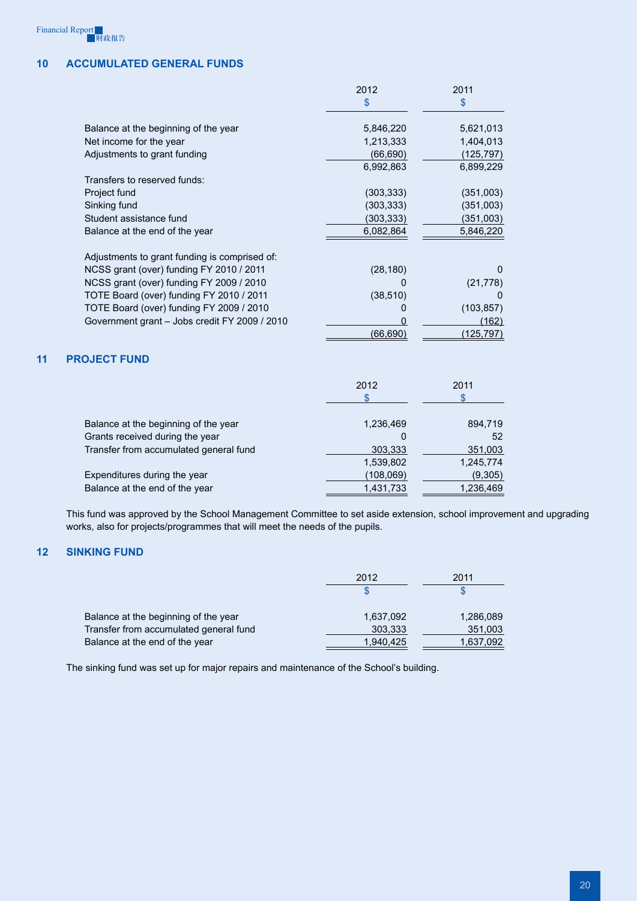## 10 ACCUMULATED GENERAL FUNDS

| | 2012<br>$ | 2011<br>$ |
|---|---|---|
| Balance at the beginning of the year | 5,846,220 | 5,621,013 |
| Net income for the year | 1,213,333 | 1,404,013 |
| Adjustments to grant funding | (66,690) | (125,797) |
| | 6,992,863 | 6,899,229 |
| Transfers to reserved funds: | | |
| Project fund | (303,333) | (351,003) |
| Sinking fund | (303,333) | (351,003) |
| Student assistance fund | (303,333) | (351,003) |
| Balance at the end of the year | 6,082,864 | 5,846,220 |
| | | |
| Adjustments to grant funding is comprised of: | | |
| NCSS grant (over) funding FY 2010 / 2011 | (28,180) | 0 |
| NCSS grant (over) funding FY 2009 / 2010 | 0 | (21,778) |
| TOTE Board (over) funding FY 2010 / 2011 | (38,510) | 0 |
| TOTE Board (over) funding FY 2009 / 2010 | 0 | (103,857) |
| Government grant – Jobs credit FY 2009 / 2010 | 0 | (162) |
| | (66,690) | (125,797) |

## 11 PROJECT FUND

| | 2012<br>$ | 2011<br>$ |
|---|---|---|
| Balance at the beginning of the year | 1,236,469 | 894,719 |
| Grants received during the year | 0 | 52 |
| Transfer from accumulated general fund | 303,333 | 351,003 |
| | 1,539,802 | 1,245,774 |
| Expenditures during the year | (108,069) | (9,305) |
| Balance at the end of the year | 1,431,733 | 1,236,469 |

This fund was approved by the School Management Committee to set aside extension, school improvement and upgrading works, also for projects/programmes that will meet the needs of the pupils.

## 12 SINKING FUND

| | 2012<br>$ | 2011<br>$ |
|---|---|---|
| Balance at the beginning of the year | 1,637,092 | 1,286,089 |
| Transfer from accumulated general fund | 303,333 | 351,003 |
| Balance at the end of the year | 1,940,425 | 1,637,092 |

The sinking fund was set up for major repairs and maintenance of the School's building.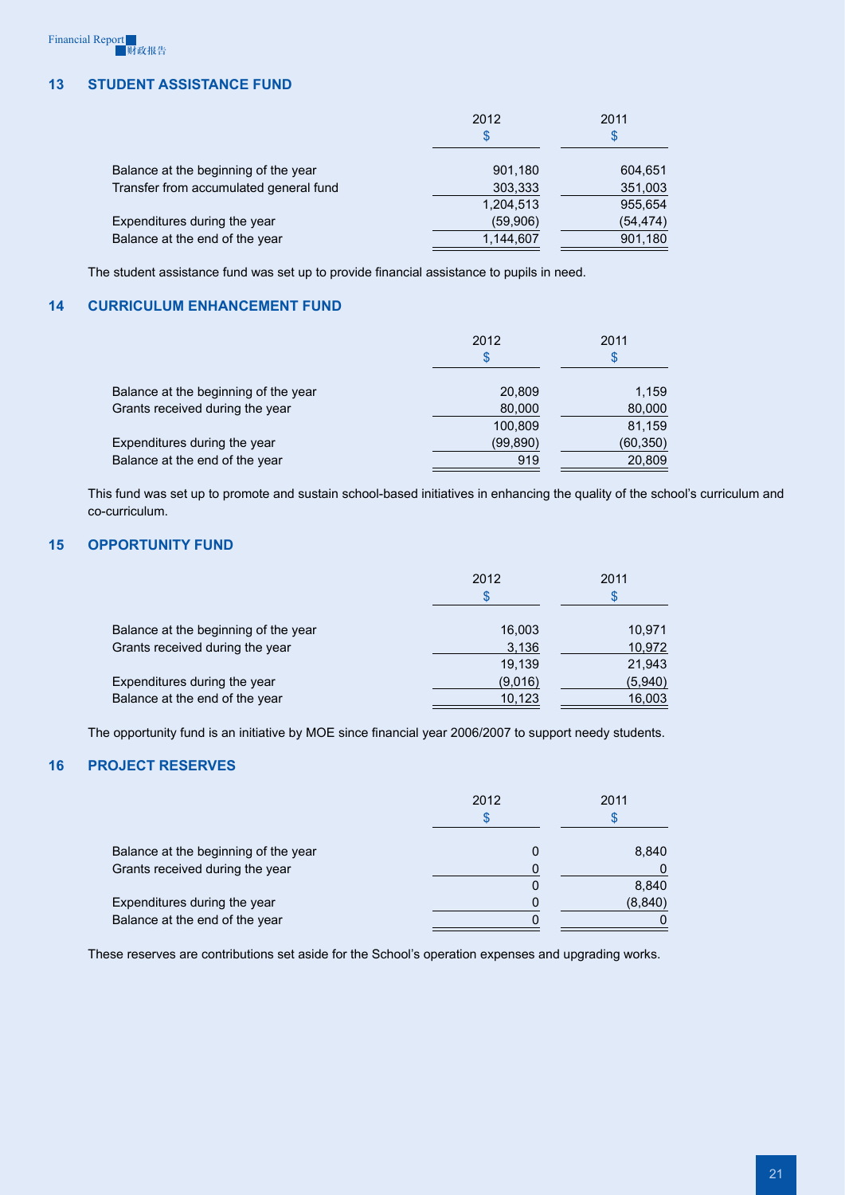## 13 STUDENT ASSISTANCE FUND

| | 2012 | 2011 |
|---|---|---|
| | $ | $ |
| Balance at the beginning of the year | 901,180 | 604,651 |
| Transfer from accumulated general fund | 303,333 | 351,003 |
| | 1,204,513 | 955,654 |
| Expenditures during the year | (59,906) | (54,474) |
| Balance at the end of the year | 1,144,607 | 901,180 |

The student assistance fund was set up to provide financial assistance to pupils in need.

## 14 CURRICULUM ENHANCEMENT FUND

| | 2012 | 2011 |
|---|---|---|
| | $ | $ |
| Balance at the beginning of the year | 20,809 | 1,159 |
| Grants received during the year | 80,000 | 80,000 |
| | 100,809 | 81,159 |
| Expenditures during the year | (99,890) | (60,350) |
| Balance at the end of the year | 919 | 20,809 |

This fund was set up to promote and sustain school-based initiatives in enhancing the quality of the school's curriculum and co-curriculum.

## 15 OPPORTUNITY FUND

| | 2012 | 2011 |
|---|---|---|
| | $ | $ |
| Balance at the beginning of the year | 16,003 | 10,971 |
| Grants received during the year | 3,136 | 10,972 |
| | 19,139 | 21,943 |
| Expenditures during the year | (9,016) | (5,940) |
| Balance at the end of the year | 10,123 | 16,003 |

The opportunity fund is an initiative by MOE since financial year 2006/2007 to support needy students.

## 16 PROJECT RESERVES

| | 2012 | 2011 |
|---|---|---|
| | $ | $ |
| Balance at the beginning of the year | 0 | 8,840 |
| Grants received during the year | 0 | 0 |
| | 0 | 8,840 |
| Expenditures during the year | 0 | (8,840) |
| Balance at the end of the year | 0 | 0 |

These reserves are contributions set aside for the School's operation expenses and upgrading works.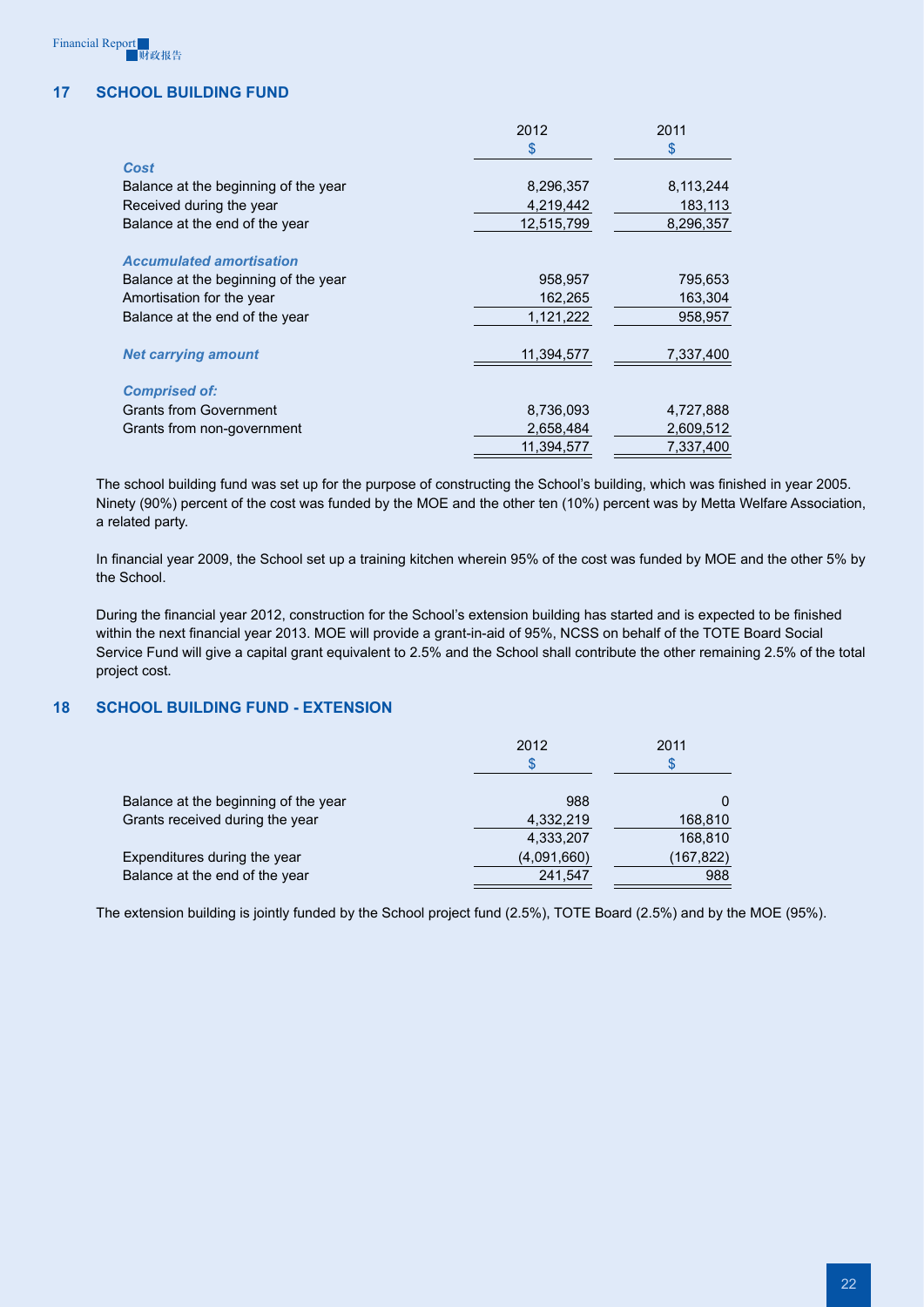## 17 SCHOOL BUILDING FUND

| | 2012 | 2011 |
|---|---|---|
| | $ | $ |
| ***Cost*** | | |
| Balance at the beginning of the year | 8,296,357 | 8,113,244 |
| Received during the year | 4,219,442 | 183,113 |
| Balance at the end of the year | 12,515,799 | 8,296,357 |
| ***Accumulated amortisation*** | | |
| Balance at the beginning of the year | 958,957 | 795,653 |
| Amortisation for the year | 162,265 | 163,304 |
| Balance at the end of the year | 1,121,222 | 958,957 |
| ***Net carrying amount*** | 11,394,577 | 7,337,400 |
| ***Comprised of:*** | | |
| Grants from Government | 8,736,093 | 4,727,888 |
| Grants from non-government | 2,658,484 | 2,609,512 |
| | 11,394,577 | 7,337,400 |

The school building fund was set up for the purpose of constructing the School's building, which was finished in year 2005. Ninety (90%) percent of the cost was funded by the MOE and the other ten (10%) percent was by Metta Welfare Association, a related party.

In financial year 2009, the School set up a training kitchen wherein 95% of the cost was funded by MOE and the other 5% by the School.

During the financial year 2012, construction for the School's extension building has started and is expected to be finished within the next financial year 2013. MOE will provide a grant-in-aid of 95%, NCSS on behalf of the TOTE Board Social Service Fund will give a capital grant equivalent to 2.5% and the School shall contribute the other remaining 2.5% of the total project cost.

## 18 SCHOOL BUILDING FUND - EXTENSION

| | 2012 | 2011 |
|---|---|---|
| | $ | $ |
| Balance at the beginning of the year | 988 | 0 |
| Grants received during the year | 4,332,219 | 168,810 |
| | 4,333,207 | 168,810 |
| Expenditures during the year | (4,091,660) | (167,822) |
| Balance at the end of the year | 241,547 | 988 |

The extension building is jointly funded by the School project fund (2.5%), TOTE Board (2.5%) and by the MOE (95%).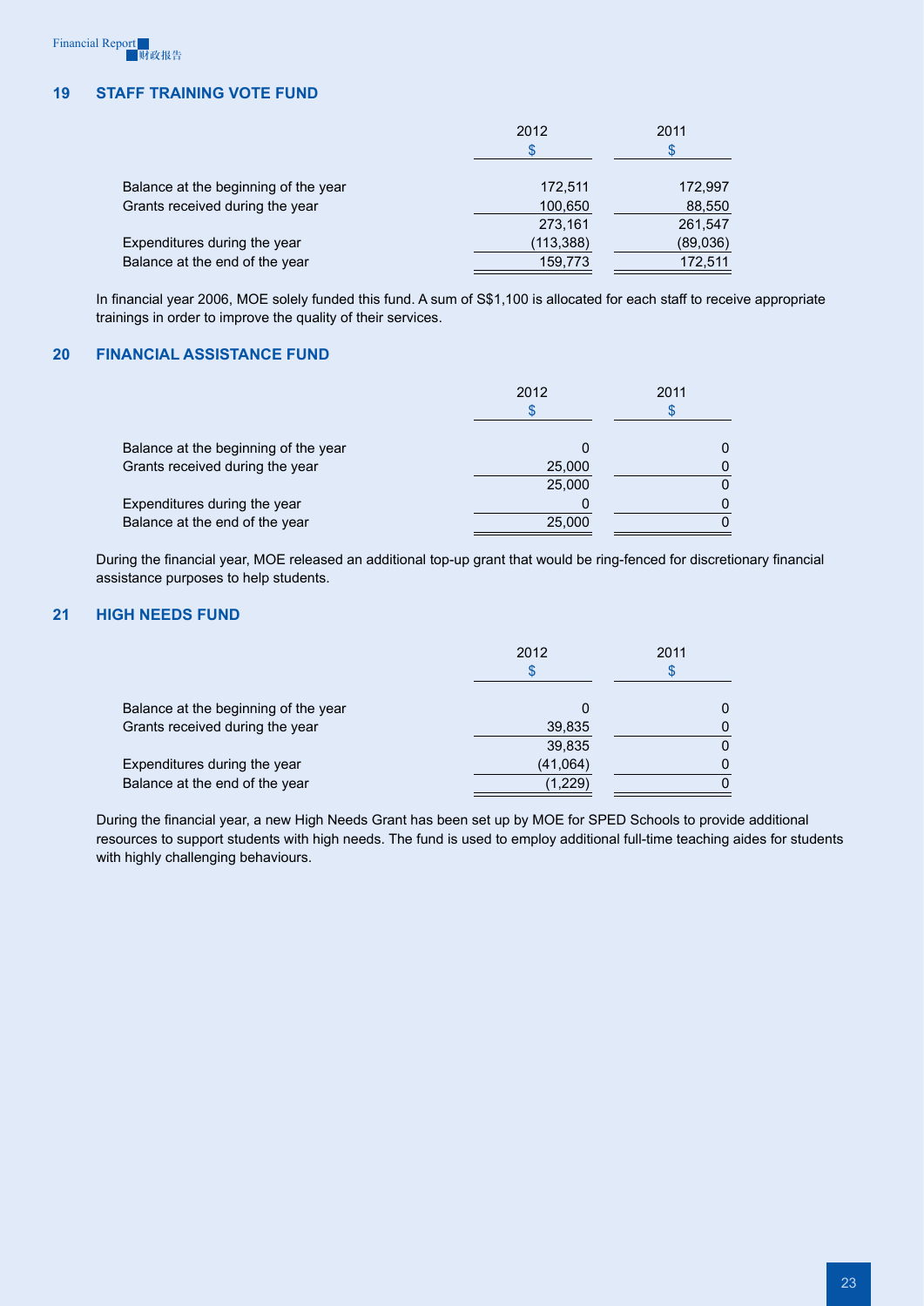## 19 STAFF TRAINING VOTE FUND

| | 2012 | 2011 |
|---|---|---|
| | $ | $ |
| Balance at the beginning of the year | 172,511 | 172,997 |
| Grants received during the year | 100,650 | 88,550 |
| | 273,161 | 261,547 |
| Expenditures during the year | (113,388) | (89,036) |
| Balance at the end of the year | 159,773 | 172,511 |

In financial year 2006, MOE solely funded this fund. A sum of S$1,100 is allocated for each staff to receive appropriate trainings in order to improve the quality of their services.

## 20 FINANCIAL ASSISTANCE FUND

| | 2012 | 2011 |
|---|---|---|
| | $ | $ |
| Balance at the beginning of the year | 0 | 0 |
| Grants received during the year | 25,000 | 0 |
| | 25,000 | 0 |
| Expenditures during the year | 0 | 0 |
| Balance at the end of the year | 25,000 | 0 |

During the financial year, MOE released an additional top-up grant that would be ring-fenced for discretionary financial assistance purposes to help students.

## 21 HIGH NEEDS FUND

| | 2012 | 2011 |
|---|---|---|
| | $ | $ |
| Balance at the beginning of the year | 0 | 0 |
| Grants received during the year | 39,835 | 0 |
| | 39,835 | 0 |
| Expenditures during the year | (41,064) | 0 |
| Balance at the end of the year | (1,229) | 0 |

During the financial year, a new High Needs Grant has been set up by MOE for SPED Schools to provide additional resources to support students with high needs. The fund is used to employ additional full-time teaching aides for students with highly challenging behaviours.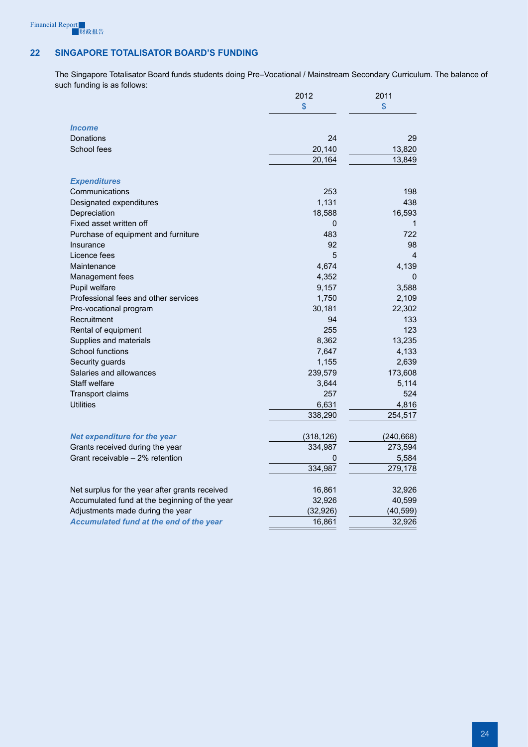## 22 SINGAPORE TOTALISATOR BOARD'S FUNDING

The Singapore Totalisator Board funds students doing Pre–Vocational / Mainstream Secondary Curriculum. The balance of such funding is as follows:

| | 2012 | 2011 |
|---|---|---|
| | $ | $ |
| ***Income*** | | |
| Donations | 24 | 29 |
| School fees | 20,140 | 13,820 |
| | 20,164 | 13,849 |
| ***Expenditures*** | | |
| Communications | 253 | 198 |
| Designated expenditures | 1,131 | 438 |
| Depreciation | 18,588 | 16,593 |
| Fixed asset written off | 0 | 1 |
| Purchase of equipment and furniture | 483 | 722 |
| Insurance | 92 | 98 |
| Licence fees | 5 | 4 |
| Maintenance | 4,674 | 4,139 |
| Management fees | 4,352 | 0 |
| Pupil welfare | 9,157 | 3,588 |
| Professional fees and other services | 1,750 | 2,109 |
| Pre-vocational program | 30,181 | 22,302 |
| Recruitment | 94 | 133 |
| Rental of equipment | 255 | 123 |
| Supplies and materials | 8,362 | 13,235 |
| School functions | 7,647 | 4,133 |
| Security guards | 1,155 | 2,639 |
| Salaries and allowances | 239,579 | 173,608 |
| Staff welfare | 3,644 | 5,114 |
| Transport claims | 257 | 524 |
| Utilities | 6,631 | 4,816 |
| | 338,290 | 254,517 |
| ***Net expenditure for the year*** | (318,126) | (240,668) |
| Grants received during the year | 334,987 | 273,594 |
| Grant receivable – 2% retention | 0 | 5,584 |
| | 334,987 | 279,178 |
| Net surplus for the year after grants received | 16,861 | 32,926 |
| Accumulated fund at the beginning of the year | 32,926 | 40,599 |
| Adjustments made during the year | (32,926) | (40,599) |
| ***Accumulated fund at the end of the year*** | 16,861 | 32,926 |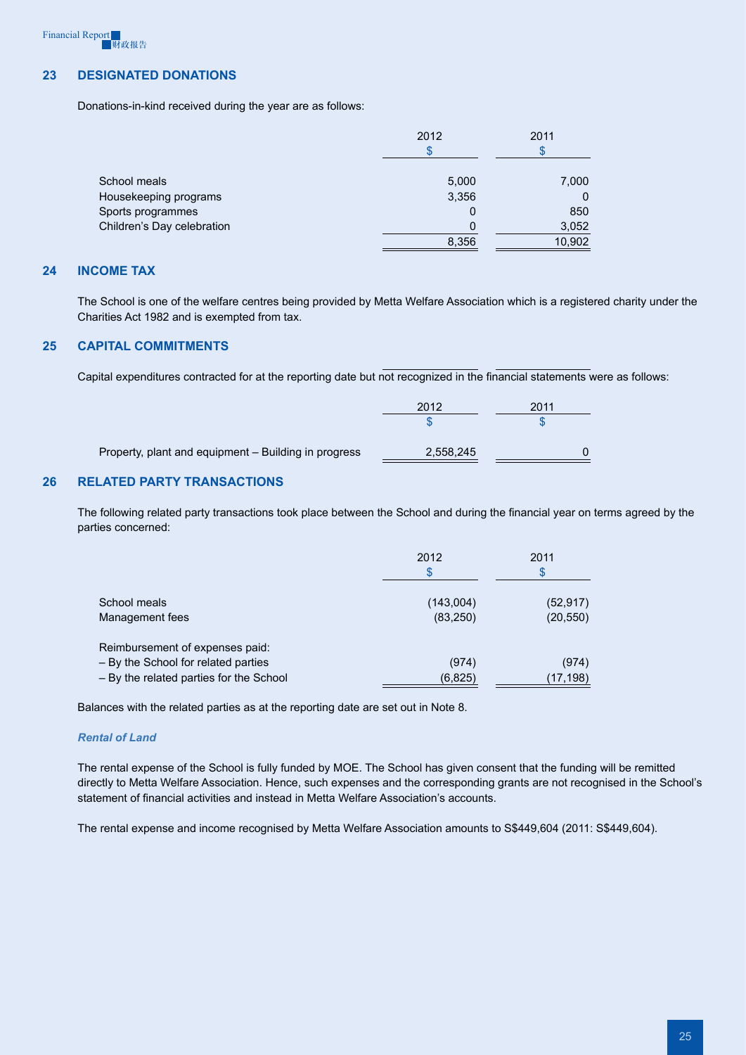## 23 DESIGNATED DONATIONS

Donations-in-kind received during the year are as follows:

| | 2012<br>$ | 2011<br>$ |
|---|---|---|
| School meals | 5,000 | 7,000 |
| Housekeeping programs | 3,356 | 0 |
| Sports programmes | 0 | 850 |
| Children's Day celebration | 0 | 3,052 |
| | 8,356 | 10,902 |

## 24 INCOME TAX

The School is one of the welfare centres being provided by Metta Welfare Association which is a registered charity under the Charities Act 1982 and is exempted from tax.

## 25 CAPITAL COMMITMENTS

Capital expenditures contracted for at the reporting date but not recognized in the financial statements were as follows:

| | 2012<br>$ | 2011<br>$ |
|---|---|---|
| Property, plant and equipment – Building in progress | 2,558,245 | 0 |

## 26 RELATED PARTY TRANSACTIONS

The following related party transactions took place between the School and during the financial year on terms agreed by the parties concerned:

| | 2012<br>$ | 2011<br>$ |
|---|---|---|
| School meals | (143,004) | (52,917) |
| Management fees | (83,250) | (20,550) |
| | | |
| Reimbursement of expenses paid: | | |
| – By the School for related parties | (974) | (974) |
| – By the related parties for the School | (6,825) | (17,198) |

Balances with the related parties as at the reporting date are set out in Note 8.

***Rental of Land***

The rental expense of the School is fully funded by MOE. The School has given consent that the funding will be remitted directly to Metta Welfare Association. Hence, such expenses and the corresponding grants are not recognised in the School's statement of financial activities and instead in Metta Welfare Association's accounts.

The rental expense and income recognised by Metta Welfare Association amounts to S$449,604 (2011: S$449,604).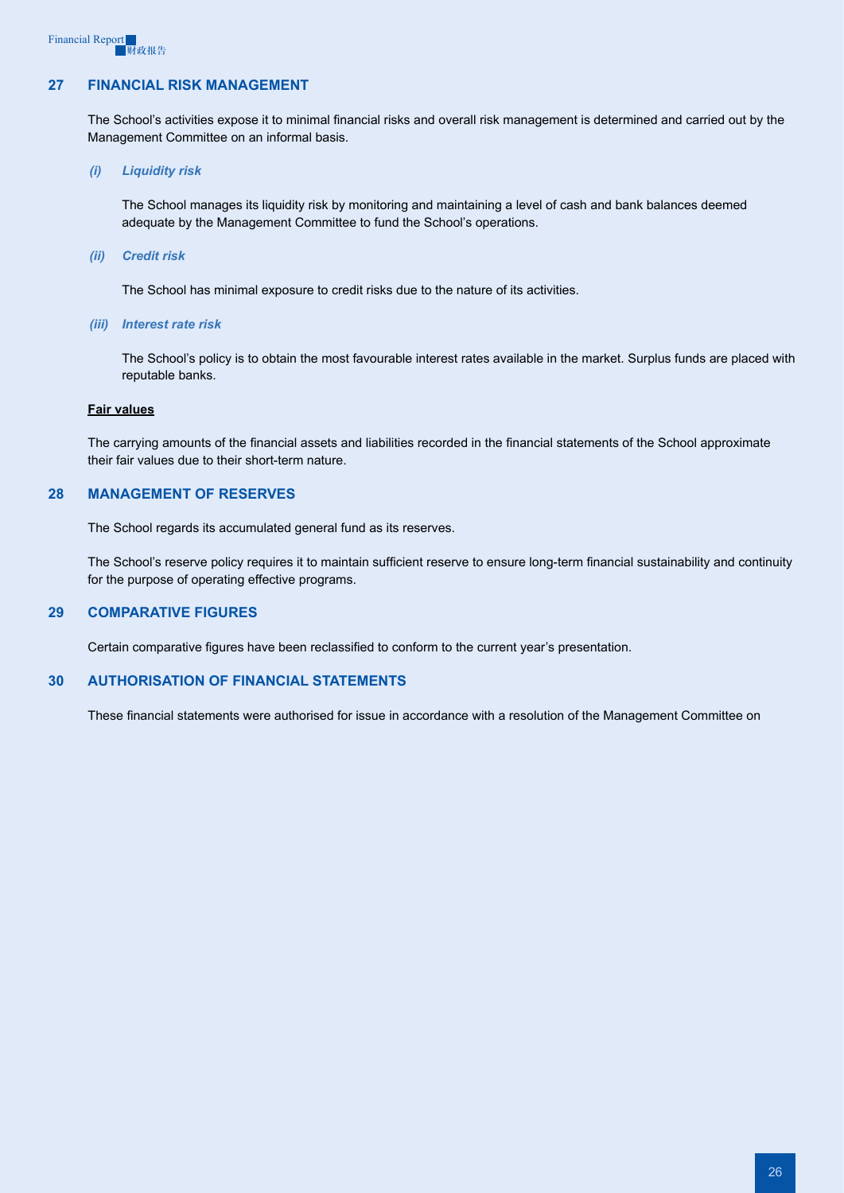## 27 FINANCIAL RISK MANAGEMENT

The School's activities expose it to minimal financial risks and overall risk management is determined and carried out by the Management Committee on an informal basis.

### *(i) Liquidity risk*

The School manages its liquidity risk by monitoring and maintaining a level of cash and bank balances deemed adequate by the Management Committee to fund the School's operations.

### *(ii) Credit risk*

The School has minimal exposure to credit risks due to the nature of its activities.

### *(iii) Interest rate risk*

The School's policy is to obtain the most favourable interest rates available in the market. Surplus funds are placed with reputable banks.

**Fair values**

The carrying amounts of the financial assets and liabilities recorded in the financial statements of the School approximate their fair values due to their short-term nature.

## 28 MANAGEMENT OF RESERVES

The School regards its accumulated general fund as its reserves.

The School's reserve policy requires it to maintain sufficient reserve to ensure long-term financial sustainability and continuity for the purpose of operating effective programs.

## 29 COMPARATIVE FIGURES

Certain comparative figures have been reclassified to conform to the current year's presentation.

## 30 AUTHORISATION OF FINANCIAL STATEMENTS

These financial statements were authorised for issue in accordance with a resolution of the Management Committee on